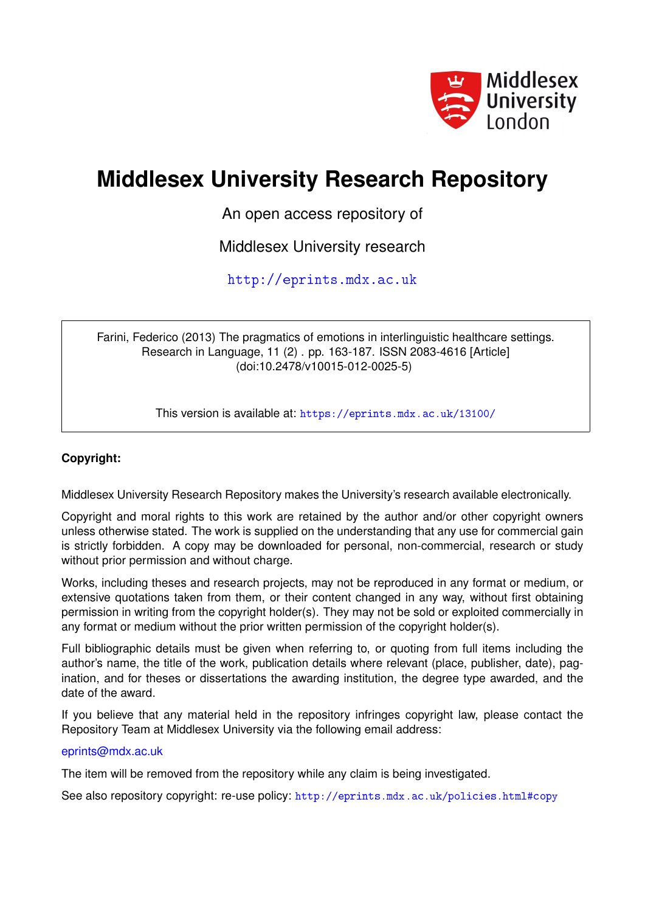# Middlesex University Research Repository

An open access repository of

Middlesex University research

http://eprints.mdx.ac.uk

Farini, Federico (2013) The pragmatics of emotions in interlinguistic healthcare settings. Research in Language, 11 (2) . pp. 163-187. ISSN 2083-4616 [Article] (doi:10.2478/v10015-012-0025-5)

This version is available at: https://eprints.mdx.ac.uk/13100/

**Copyright:**

Middlesex University Research Repository makes the University's research available electronically.

Copyright and moral rights to this work are retained by the author and/or other copyright owners unless otherwise stated. The work is supplied on the understanding that any use for commercial gain is strictly forbidden. A copy may be downloaded for personal, non-commercial, research or study without prior permission and without charge.

Works, including theses and research projects, may not be reproduced in any format or medium, or extensive quotations taken from them, or their content changed in any way, without first obtaining permission in writing from the copyright holder(s). They may not be sold or exploited commercially in any format or medium without the prior written permission of the copyright holder(s).

Full bibliographic details must be given when referring to, or quoting from full items including the author's name, the title of the work, publication details where relevant (place, publisher, date), pagination, and for theses or dissertations the awarding institution, the degree type awarded, and the date of the award.

If you believe that any material held in the repository infringes copyright law, please contact the Repository Team at Middlesex University via the following email address:

eprints@mdx.ac.uk

The item will be removed from the repository while any claim is being investigated.

See also repository copyright: re-use policy: http://eprints.mdx.ac.uk/policies.html#copy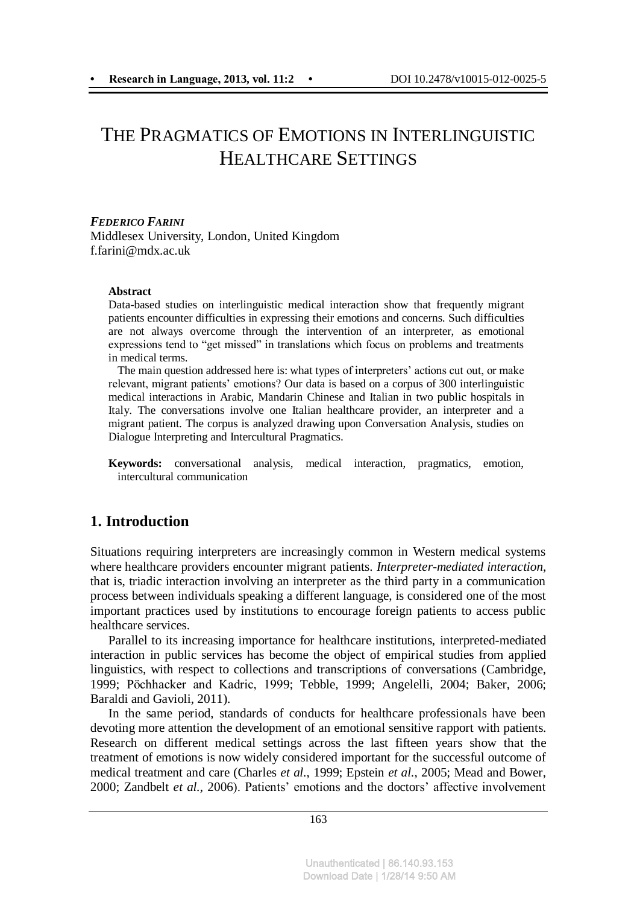# The Pragmatics of Emotions in Interlinguistic Healthcare Settings

***Federico Farini***
Middlesex University, London, United Kingdom
f.farini@mdx.ac.uk

**Abstract**

Data-based studies on interlinguistic medical interaction show that frequently migrant patients encounter difficulties in expressing their emotions and concerns. Such difficulties are not always overcome through the intervention of an interpreter, as emotional expressions tend to "get missed" in translations which focus on problems and treatments in medical terms.

The main question addressed here is: what types of interpreters' actions cut out, or make relevant, migrant patients' emotions? Our data is based on a corpus of 300 interlinguistic medical interactions in Arabic, Mandarin Chinese and Italian in two public hospitals in Italy. The conversations involve one Italian healthcare provider, an interpreter and a migrant patient. The corpus is analyzed drawing upon Conversation Analysis, studies on Dialogue Interpreting and Intercultural Pragmatics.

**Keywords:** conversational analysis, medical interaction, pragmatics, emotion, intercultural communication

## 1. Introduction

Situations requiring interpreters are increasingly common in Western medical systems where healthcare providers encounter migrant patients. *Interpreter-mediated interaction*, that is, triadic interaction involving an interpreter as the third party in a communication process between individuals speaking a different language, is considered one of the most important practices used by institutions to encourage foreign patients to access public healthcare services.

Parallel to its increasing importance for healthcare institutions, interpreted-mediated interaction in public services has become the object of empirical studies from applied linguistics, with respect to collections and transcriptions of conversations (Cambridge, 1999; Pöchhacker and Kadric, 1999; Tebble, 1999; Angelelli, 2004; Baker, 2006; Baraldi and Gavioli, 2011).

In the same period, standards of conducts for healthcare professionals have been devoting more attention the development of an emotional sensitive rapport with patients. Research on different medical settings across the last fifteen years show that the treatment of emotions is now widely considered important for the successful outcome of medical treatment and care (Charles *et al.*, 1999; Epstein *et al.*, 2005; Mead and Bower, 2000; Zandbelt *et al.*, 2006). Patients' emotions and the doctors' affective involvement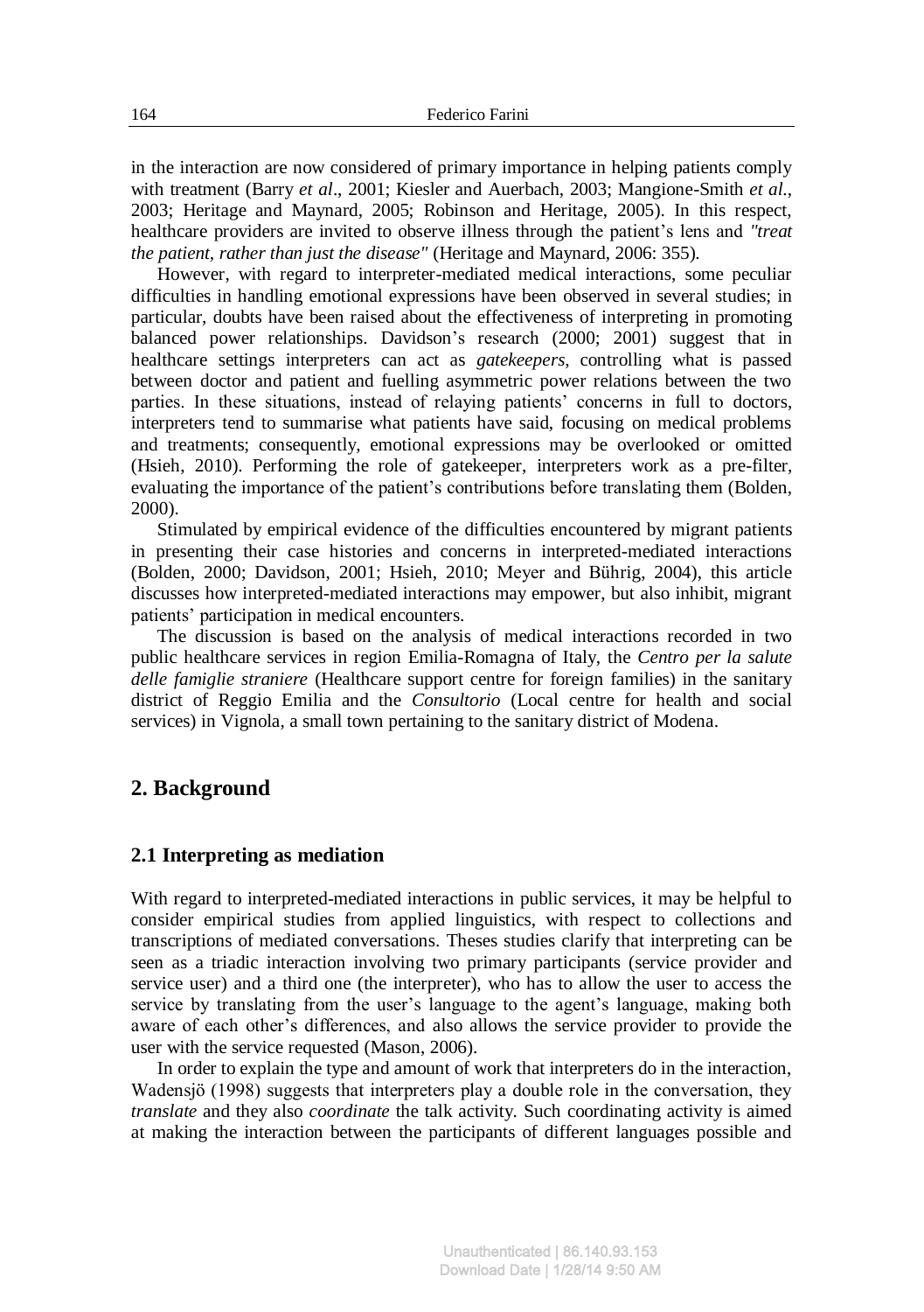in the interaction are now considered of primary importance in helping patients comply with treatment (Barry *et al*., 2001; Kiesler and Auerbach, 2003; Mangione-Smith *et al.*, 2003; Heritage and Maynard, 2005; Robinson and Heritage, 2005). In this respect, healthcare providers are invited to observe illness through the patient's lens and *"treat the patient, rather than just the disease"* (Heritage and Maynard, 2006: 355).

However, with regard to interpreter-mediated medical interactions, some peculiar difficulties in handling emotional expressions have been observed in several studies; in particular, doubts have been raised about the effectiveness of interpreting in promoting balanced power relationships. Davidson's research (2000; 2001) suggest that in healthcare settings interpreters can act as *gatekeepers*, controlling what is passed between doctor and patient and fuelling asymmetric power relations between the two parties. In these situations, instead of relaying patients' concerns in full to doctors, interpreters tend to summarise what patients have said, focusing on medical problems and treatments; consequently, emotional expressions may be overlooked or omitted (Hsieh, 2010). Performing the role of gatekeeper, interpreters work as a pre-filter, evaluating the importance of the patient's contributions before translating them (Bolden, 2000).

Stimulated by empirical evidence of the difficulties encountered by migrant patients in presenting their case histories and concerns in interpreted-mediated interactions (Bolden, 2000; Davidson, 2001; Hsieh, 2010; Meyer and Bührig, 2004), this article discusses how interpreted-mediated interactions may empower, but also inhibit, migrant patients' participation in medical encounters.

The discussion is based on the analysis of medical interactions recorded in two public healthcare services in region Emilia-Romagna of Italy, the *Centro per la salute delle famiglie straniere* (Healthcare support centre for foreign families) in the sanitary district of Reggio Emilia and the *Consultorio* (Local centre for health and social services) in Vignola, a small town pertaining to the sanitary district of Modena.

## 2. Background

### 2.1 Interpreting as mediation

With regard to interpreted-mediated interactions in public services, it may be helpful to consider empirical studies from applied linguistics, with respect to collections and transcriptions of mediated conversations. Theses studies clarify that interpreting can be seen as a triadic interaction involving two primary participants (service provider and service user) and a third one (the interpreter), who has to allow the user to access the service by translating from the user's language to the agent's language, making both aware of each other's differences, and also allows the service provider to provide the user with the service requested (Mason, 2006).

In order to explain the type and amount of work that interpreters do in the interaction, Wadensjö (1998) suggests that interpreters play a double role in the conversation, they *translate* and they also *coordinate* the talk activity. Such coordinating activity is aimed at making the interaction between the participants of different languages possible and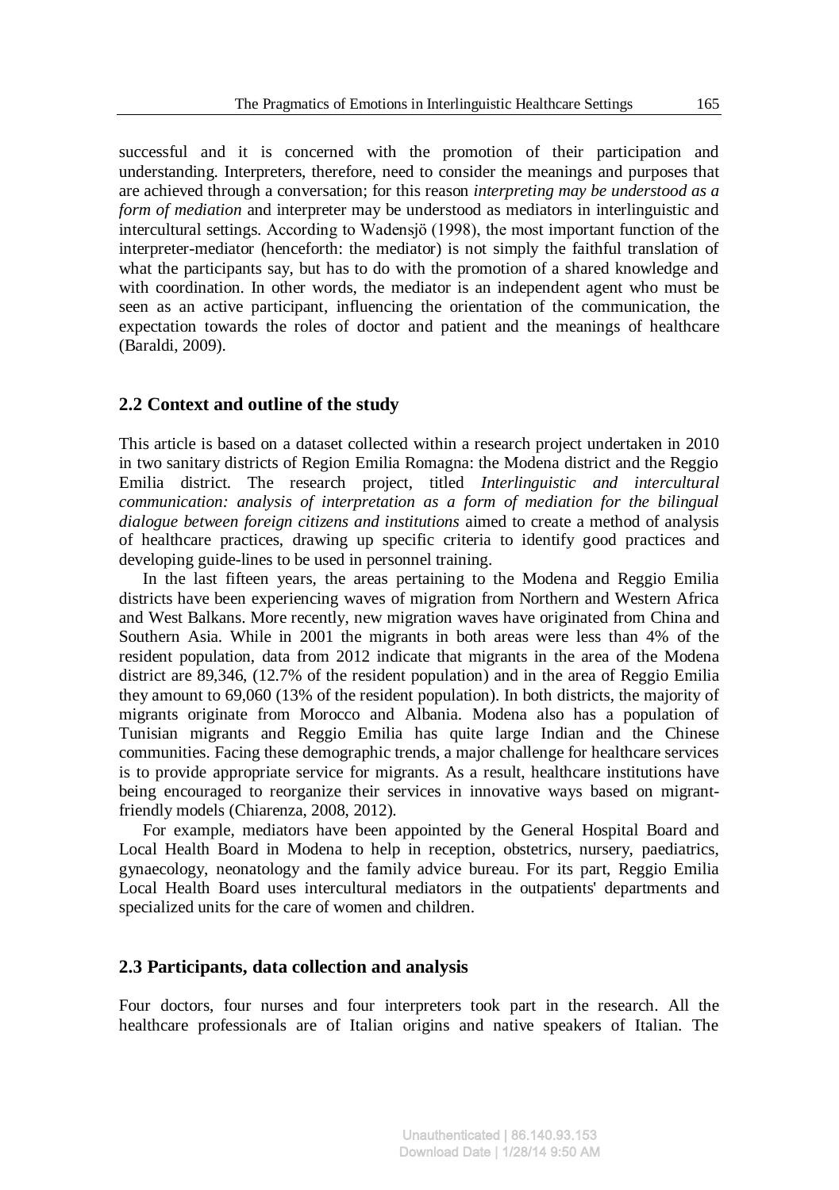successful and it is concerned with the promotion of their participation and understanding. Interpreters, therefore, need to consider the meanings and purposes that are achieved through a conversation; for this reason *interpreting may be understood as a form of mediation* and interpreter may be understood as mediators in interlinguistic and intercultural settings. According to Wadensjö (1998), the most important function of the interpreter-mediator (henceforth: the mediator) is not simply the faithful translation of what the participants say, but has to do with the promotion of a shared knowledge and with coordination. In other words, the mediator is an independent agent who must be seen as an active participant, influencing the orientation of the communication, the expectation towards the roles of doctor and patient and the meanings of healthcare (Baraldi, 2009).

## 2.2 Context and outline of the study

This article is based on a dataset collected within a research project undertaken in 2010 in two sanitary districts of Region Emilia Romagna: the Modena district and the Reggio Emilia district. The research project, titled *Interlinguistic and intercultural communication: analysis of interpretation as a form of mediation for the bilingual dialogue between foreign citizens and institutions* aimed to create a method of analysis of healthcare practices, drawing up specific criteria to identify good practices and developing guide-lines to be used in personnel training.

In the last fifteen years, the areas pertaining to the Modena and Reggio Emilia districts have been experiencing waves of migration from Northern and Western Africa and West Balkans. More recently, new migration waves have originated from China and Southern Asia. While in 2001 the migrants in both areas were less than 4% of the resident population, data from 2012 indicate that migrants in the area of the Modena district are 89,346, (12.7% of the resident population) and in the area of Reggio Emilia they amount to 69,060 (13% of the resident population). In both districts, the majority of migrants originate from Morocco and Albania. Modena also has a population of Tunisian migrants and Reggio Emilia has quite large Indian and the Chinese communities. Facing these demographic trends, a major challenge for healthcare services is to provide appropriate service for migrants. As a result, healthcare institutions have being encouraged to reorganize their services in innovative ways based on migrant-friendly models (Chiarenza, 2008, 2012).

For example, mediators have been appointed by the General Hospital Board and Local Health Board in Modena to help in reception, obstetrics, nursery, paediatrics, gynaecology, neonatology and the family advice bureau. For its part, Reggio Emilia Local Health Board uses intercultural mediators in the outpatients' departments and specialized units for the care of women and children.

## 2.3 Participants, data collection and analysis

Four doctors, four nurses and four interpreters took part in the research. All the healthcare professionals are of Italian origins and native speakers of Italian. The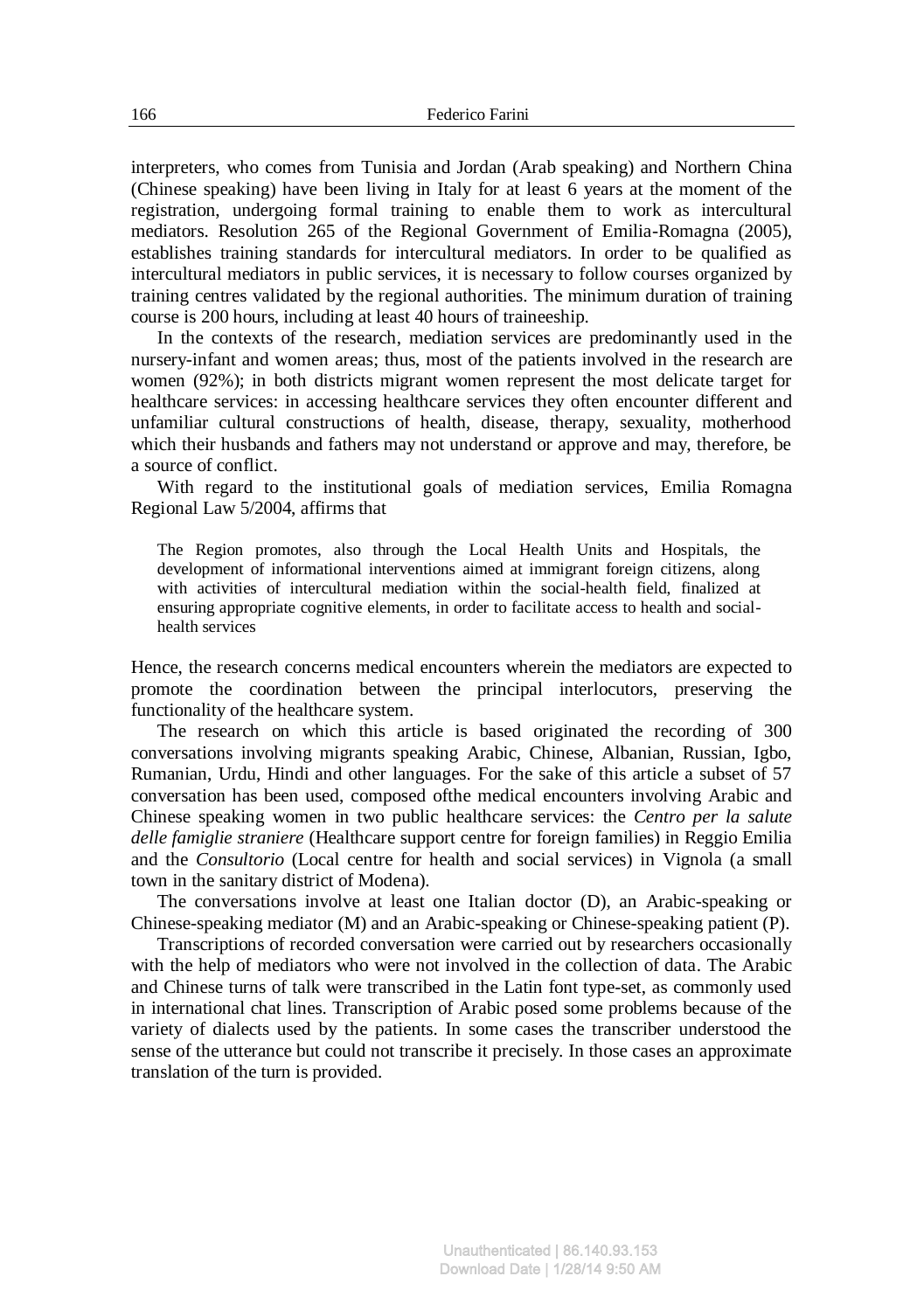interpreters, who comes from Tunisia and Jordan (Arab speaking) and Northern China (Chinese speaking) have been living in Italy for at least 6 years at the moment of the registration, undergoing formal training to enable them to work as intercultural mediators. Resolution 265 of the Regional Government of Emilia-Romagna (2005), establishes training standards for intercultural mediators. In order to be qualified as intercultural mediators in public services, it is necessary to follow courses organized by training centres validated by the regional authorities. The minimum duration of training course is 200 hours, including at least 40 hours of traineeship.

In the contexts of the research, mediation services are predominantly used in the nursery-infant and women areas; thus, most of the patients involved in the research are women (92%); in both districts migrant women represent the most delicate target for healthcare services: in accessing healthcare services they often encounter different and unfamiliar cultural constructions of health, disease, therapy, sexuality, motherhood which their husbands and fathers may not understand or approve and may, therefore, be a source of conflict.

With regard to the institutional goals of mediation services, Emilia Romagna Regional Law 5/2004, affirms that

> The Region promotes, also through the Local Health Units and Hospitals, the development of informational interventions aimed at immigrant foreign citizens, along with activities of intercultural mediation within the social-health field, finalized at ensuring appropriate cognitive elements, in order to facilitate access to health and social-health services

Hence, the research concerns medical encounters wherein the mediators are expected to promote the coordination between the principal interlocutors, preserving the functionality of the healthcare system.

The research on which this article is based originated the recording of 300 conversations involving migrants speaking Arabic, Chinese, Albanian, Russian, Igbo, Rumanian, Urdu, Hindi and other languages. For the sake of this article a subset of 57 conversation has been used, composed ofthe medical encounters involving Arabic and Chinese speaking women in two public healthcare services: the *Centro per la salute delle famiglie straniere* (Healthcare support centre for foreign families) in Reggio Emilia and the *Consultorio* (Local centre for health and social services) in Vignola (a small town in the sanitary district of Modena).

The conversations involve at least one Italian doctor (D), an Arabic-speaking or Chinese-speaking mediator (M) and an Arabic-speaking or Chinese-speaking patient (P).

Transcriptions of recorded conversation were carried out by researchers occasionally with the help of mediators who were not involved in the collection of data. The Arabic and Chinese turns of talk were transcribed in the Latin font type-set, as commonly used in international chat lines. Transcription of Arabic posed some problems because of the variety of dialects used by the patients. In some cases the transcriber understood the sense of the utterance but could not transcribe it precisely. In those cases an approximate translation of the turn is provided.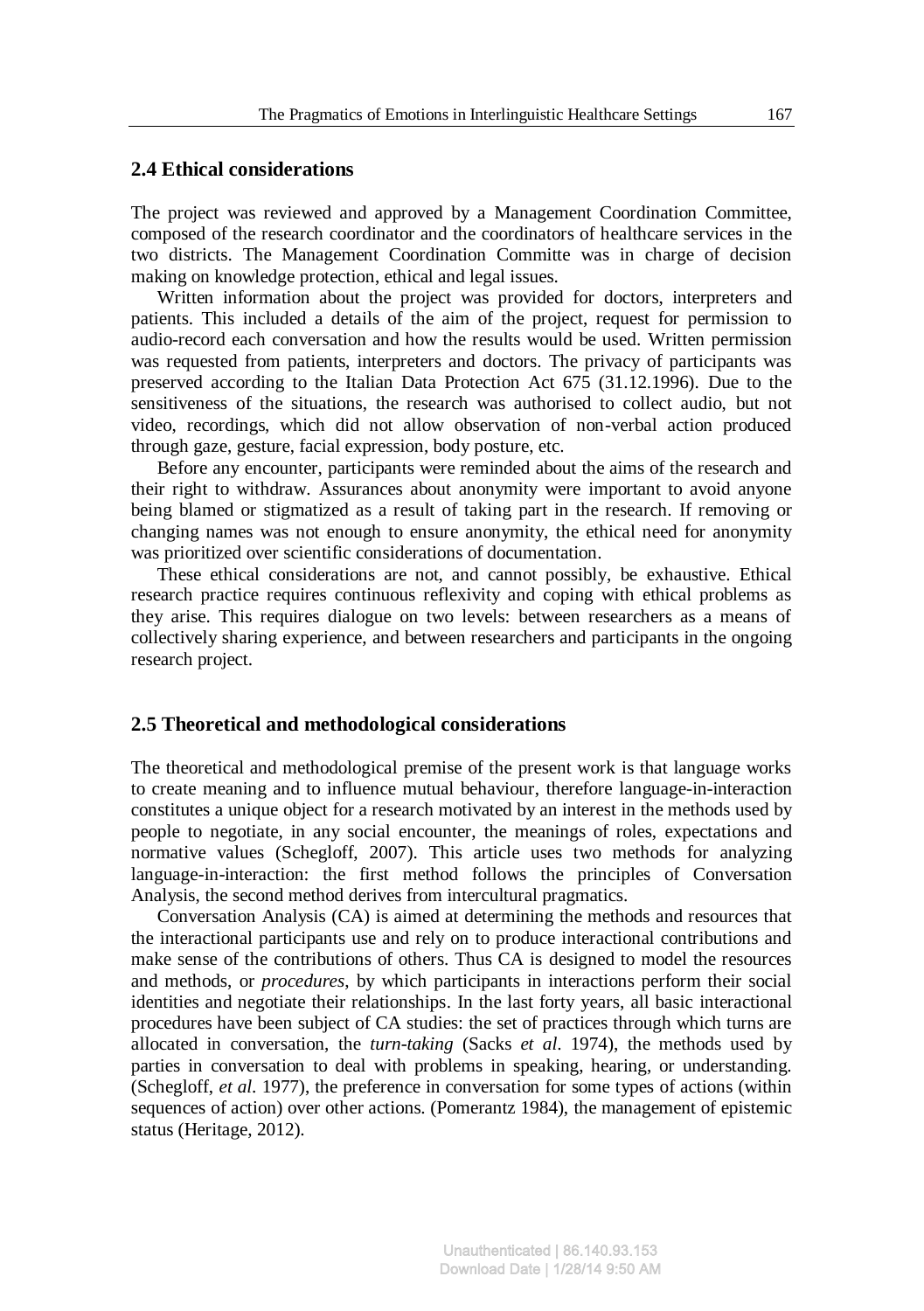## 2.4 Ethical considerations

The project was reviewed and approved by a Management Coordination Committee, composed of the research coordinator and the coordinators of healthcare services in the two districts. The Management Coordination Committe was in charge of decision making on knowledge protection, ethical and legal issues.

Written information about the project was provided for doctors, interpreters and patients. This included a details of the aim of the project, request for permission to audio-record each conversation and how the results would be used. Written permission was requested from patients, interpreters and doctors. The privacy of participants was preserved according to the Italian Data Protection Act 675 (31.12.1996). Due to the sensitiveness of the situations, the research was authorised to collect audio, but not video, recordings, which did not allow observation of non-verbal action produced through gaze, gesture, facial expression, body posture, etc.

Before any encounter, participants were reminded about the aims of the research and their right to withdraw. Assurances about anonymity were important to avoid anyone being blamed or stigmatized as a result of taking part in the research. If removing or changing names was not enough to ensure anonymity, the ethical need for anonymity was prioritized over scientific considerations of documentation.

These ethical considerations are not, and cannot possibly, be exhaustive. Ethical research practice requires continuous reflexivity and coping with ethical problems as they arise. This requires dialogue on two levels: between researchers as a means of collectively sharing experience, and between researchers and participants in the ongoing research project.

## 2.5 Theoretical and methodological considerations

The theoretical and methodological premise of the present work is that language works to create meaning and to influence mutual behaviour, therefore language-in-interaction constitutes a unique object for a research motivated by an interest in the methods used by people to negotiate, in any social encounter, the meanings of roles, expectations and normative values (Schegloff, 2007). This article uses two methods for analyzing language-in-interaction: the first method follows the principles of Conversation Analysis, the second method derives from intercultural pragmatics.

Conversation Analysis (CA) is aimed at determining the methods and resources that the interactional participants use and rely on to produce interactional contributions and make sense of the contributions of others. Thus CA is designed to model the resources and methods, or *procedures*, by which participants in interactions perform their social identities and negotiate their relationships. In the last forty years, all basic interactional procedures have been subject of CA studies: the set of practices through which turns are allocated in conversation, the *turn-taking* (Sacks *et al*. 1974), the methods used by parties in conversation to deal with problems in speaking, hearing, or understanding. (Schegloff, *et al*. 1977), the preference in conversation for some types of actions (within sequences of action) over other actions. (Pomerantz 1984), the management of epistemic status (Heritage, 2012).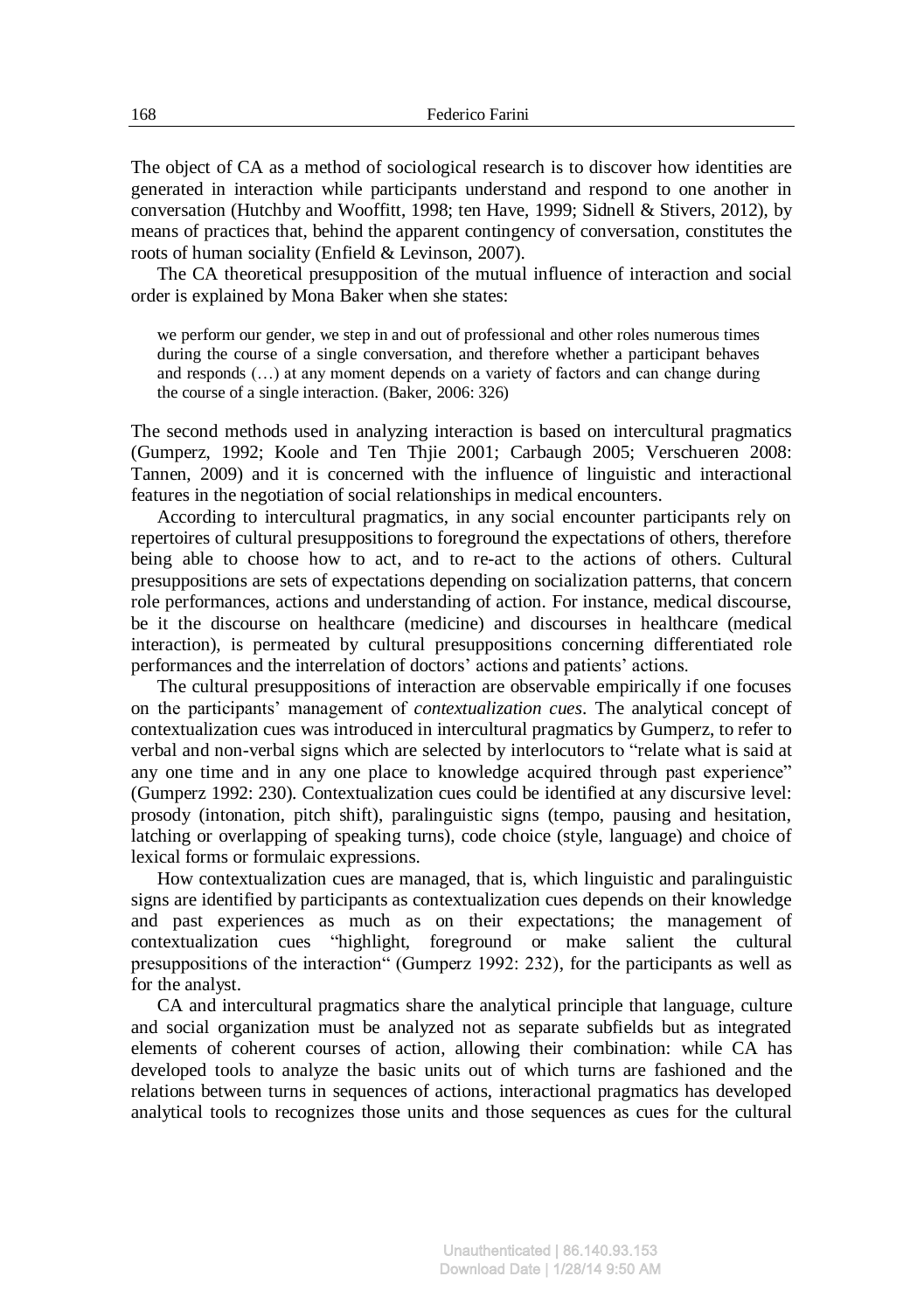The object of CA as a method of sociological research is to discover how identities are generated in interaction while participants understand and respond to one another in conversation (Hutchby and Wooffitt, 1998; ten Have, 1999; Sidnell & Stivers, 2012), by means of practices that, behind the apparent contingency of conversation, constitutes the roots of human sociality (Enfield & Levinson, 2007).

The CA theoretical presupposition of the mutual influence of interaction and social order is explained by Mona Baker when she states:

> we perform our gender, we step in and out of professional and other roles numerous times during the course of a single conversation, and therefore whether a participant behaves and responds (…) at any moment depends on a variety of factors and can change during the course of a single interaction. (Baker, 2006: 326)

The second methods used in analyzing interaction is based on intercultural pragmatics (Gumperz, 1992; Koole and Ten Thjie 2001; Carbaugh 2005; Verschueren 2008: Tannen, 2009) and it is concerned with the influence of linguistic and interactional features in the negotiation of social relationships in medical encounters.

According to intercultural pragmatics, in any social encounter participants rely on repertoires of cultural presuppositions to foreground the expectations of others, therefore being able to choose how to act, and to re-act to the actions of others. Cultural presuppositions are sets of expectations depending on socialization patterns, that concern role performances, actions and understanding of action. For instance, medical discourse, be it the discourse on healthcare (medicine) and discourses in healthcare (medical interaction), is permeated by cultural presuppositions concerning differentiated role performances and the interrelation of doctors' actions and patients' actions.

The cultural presuppositions of interaction are observable empirically if one focuses on the participants' management of *contextualization cues*. The analytical concept of contextualization cues was introduced in intercultural pragmatics by Gumperz, to refer to verbal and non-verbal signs which are selected by interlocutors to "relate what is said at any one time and in any one place to knowledge acquired through past experience" (Gumperz 1992: 230). Contextualization cues could be identified at any discursive level: prosody (intonation, pitch shift), paralinguistic signs (tempo, pausing and hesitation, latching or overlapping of speaking turns), code choice (style, language) and choice of lexical forms or formulaic expressions.

How contextualization cues are managed, that is, which linguistic and paralinguistic signs are identified by participants as contextualization cues depends on their knowledge and past experiences as much as on their expectations; the management of contextualization cues "highlight, foreground or make salient the cultural presuppositions of the interaction" (Gumperz 1992: 232), for the participants as well as for the analyst.

CA and intercultural pragmatics share the analytical principle that language, culture and social organization must be analyzed not as separate subfields but as integrated elements of coherent courses of action, allowing their combination: while CA has developed tools to analyze the basic units out of which turns are fashioned and the relations between turns in sequences of actions, interactional pragmatics has developed analytical tools to recognizes those units and those sequences as cues for the cultural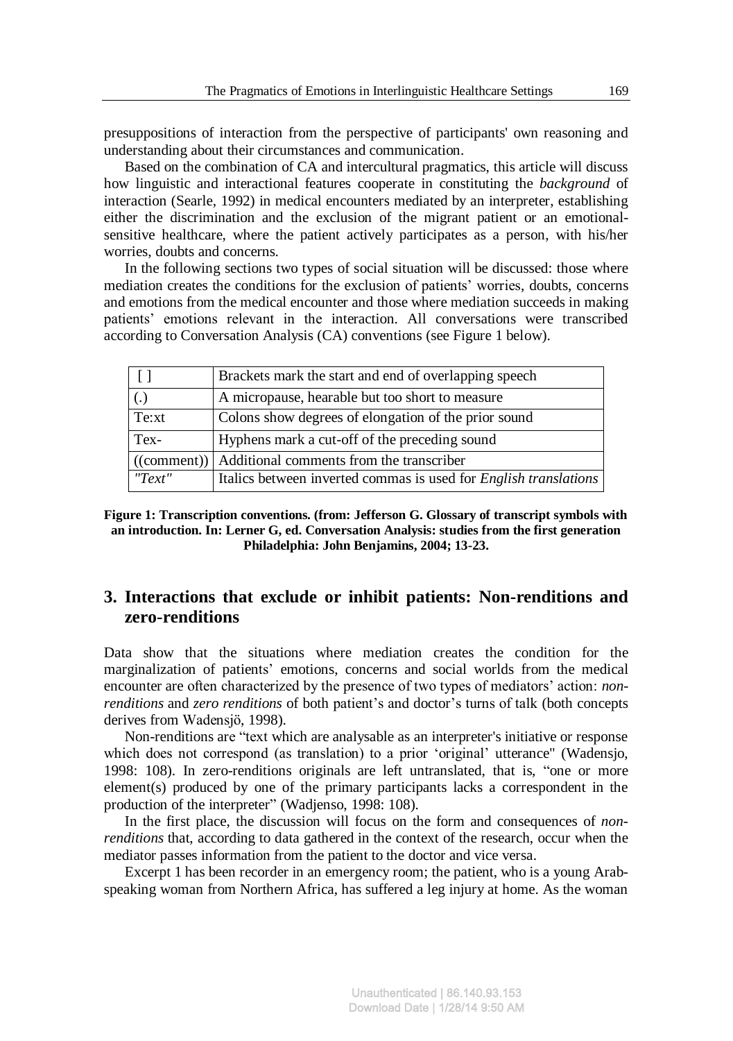presuppositions of interaction from the perspective of participants' own reasoning and understanding about their circumstances and communication.

Based on the combination of CA and intercultural pragmatics, this article will discuss how linguistic and interactional features cooperate in constituting the *background* of interaction (Searle, 1992) in medical encounters mediated by an interpreter, establishing either the discrimination and the exclusion of the migrant patient or an emotional-sensitive healthcare, where the patient actively participates as a person, with his/her worries, doubts and concerns.

In the following sections two types of social situation will be discussed: those where mediation creates the conditions for the exclusion of patients' worries, doubts, concerns and emotions from the medical encounter and those where mediation succeeds in making patients' emotions relevant in the interaction. All conversations were transcribed according to Conversation Analysis (CA) conventions (see Figure 1 below).

| [ ] | Brackets mark the start and end of overlapping speech |
|---|---|
| (.) | A micropause, hearable but too short to measure |
| Te:xt | Colons show degrees of elongation of the prior sound |
| Tex- | Hyphens mark a cut-off of the preceding sound |
| ((comment)) | Additional comments from the transcriber |
| *"Text"* | Italics between inverted commas is used for *English translations* |

**Figure 1: Transcription conventions. (from: Jefferson G. Glossary of transcript symbols with an introduction. In: Lerner G, ed. Conversation Analysis: studies from the first generation Philadelphia: John Benjamins, 2004; 13-23.**

## 3. Interactions that exclude or inhibit patients: Non-renditions and zero-renditions

Data show that the situations where mediation creates the condition for the marginalization of patients' emotions, concerns and social worlds from the medical encounter are often characterized by the presence of two types of mediators' action: *non-renditions* and *zero renditions* of both patient's and doctor's turns of talk (both concepts derives from Wadensjö, 1998).

Non-renditions are "text which are analysable as an interpreter's initiative or response which does not correspond (as translation) to a prior 'original' utterance" (Wadensjo, 1998: 108). In zero-renditions originals are left untranslated, that is, "one or more element(s) produced by one of the primary participants lacks a correspondent in the production of the interpreter" (Wadjenso, 1998: 108).

In the first place, the discussion will focus on the form and consequences of *non-renditions* that, according to data gathered in the context of the research, occur when the mediator passes information from the patient to the doctor and vice versa.

Excerpt 1 has been recorder in an emergency room; the patient, who is a young Arab-speaking woman from Northern Africa, has suffered a leg injury at home. As the woman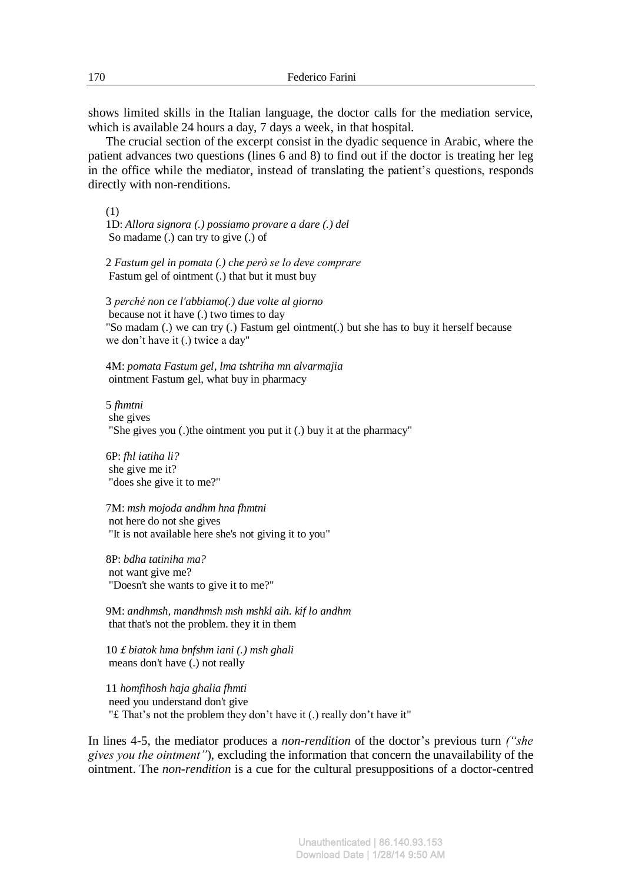shows limited skills in the Italian language, the doctor calls for the mediation service, which is available 24 hours a day, 7 days a week, in that hospital.

The crucial section of the excerpt consist in the dyadic sequence in Arabic, where the patient advances two questions (lines 6 and 8) to find out if the doctor is treating her leg in the office while the mediator, instead of translating the patient's questions, responds directly with non-renditions.

(1)
1D: *Allora signora (.) possiamo provare a dare (.) del*
So madame (.) can try to give (.) of

2 *Fastum gel in pomata (.) che però se lo deve comprare*
Fastum gel of ointment (.) that but it must buy

3 *perché non ce l'abbiamo(.) due volte al giorno*
because not it have (.) two times to day
"So madam (.) we can try (.) Fastum gel ointment(.) but she has to buy it herself because we don't have it (.) twice a day"

4M: *pomata Fastum gel, lma tshtriha mn alvarmajia*
ointment Fastum gel, what buy in pharmacy

5 *fhmtni*
she gives
"She gives you (.)the ointment you put it (.) buy it at the pharmacy"

6P: *fhl iatiha li?*
she give me it?
"does she give it to me?"

7M: *msh mojoda andhm hna fhmtni*
not here do not she gives
"It is not available here she's not giving it to you"

8P: *bdha tatiniha ma?*
not want give me?
"Doesn't she wants to give it to me?"

9M: *andhmsh, mandhmsh msh mshkl aih. kif lo andhm*
that that's not the problem. they it in them

10 *£ biatok hma bnfshm iani (.) msh ghali*
means don't have (.) not really

11 *homfihosh haja ghalia fhmti*
need you understand don't give
"£ That's not the problem they don't have it (.) really don't have it"

In lines 4-5, the mediator produces a *non-rendition* of the doctor's previous turn *("she gives you the ointment")*, excluding the information that concern the unavailability of the ointment. The *non-rendition* is a cue for the cultural presuppositions of a doctor-centred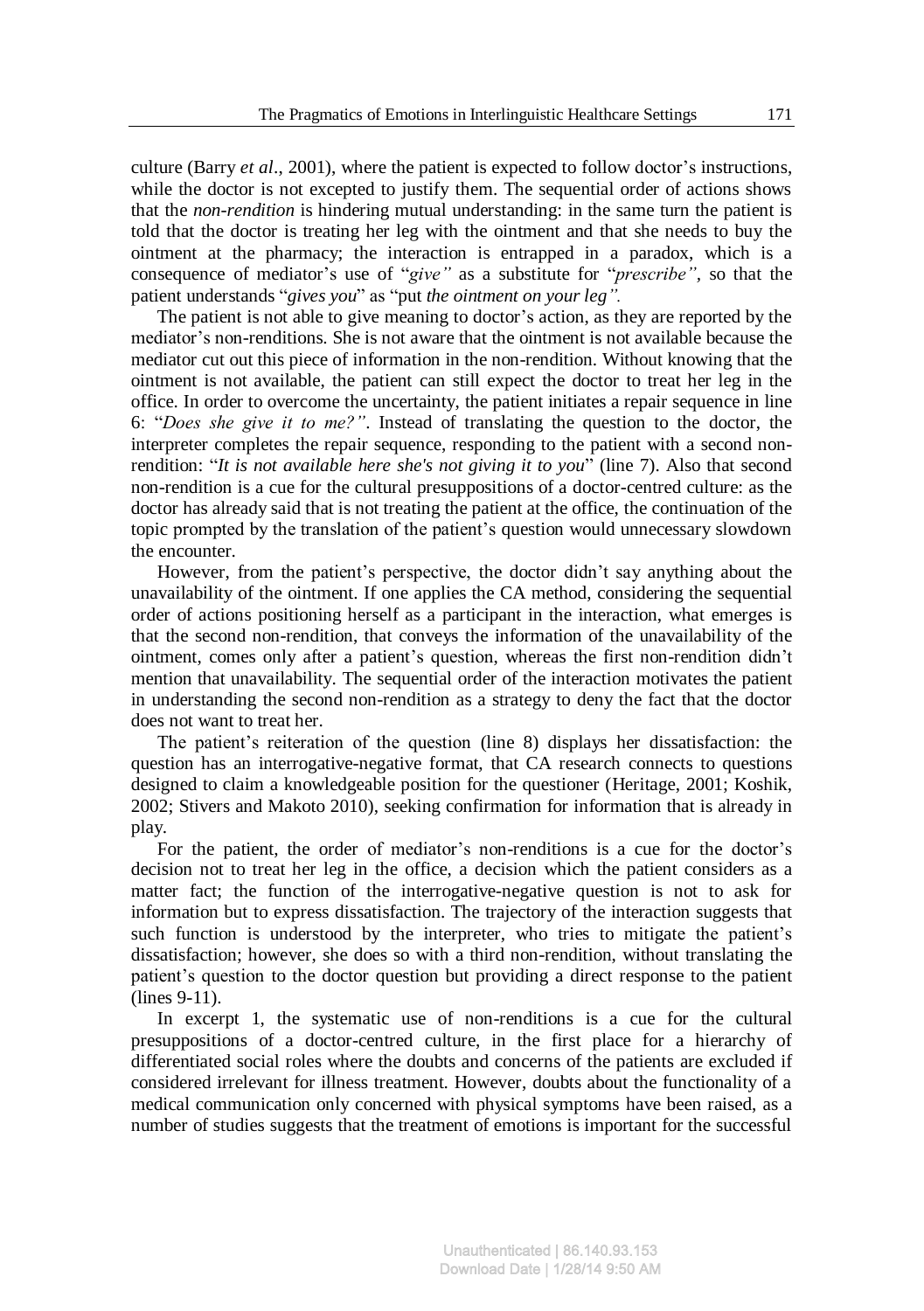culture (Barry *et al*., 2001), where the patient is expected to follow doctor's instructions, while the doctor is not excepted to justify them. The sequential order of actions shows that the *non-rendition* is hindering mutual understanding: in the same turn the patient is told that the doctor is treating her leg with the ointment and that she needs to buy the ointment at the pharmacy; the interaction is entrapped in a paradox, which is a consequence of mediator's use of "*give"* as a substitute for "*prescribe"*, so that the patient understands "*gives you*" as "put *the ointment on your leg".*

The patient is not able to give meaning to doctor's action, as they are reported by the mediator's non-renditions. She is not aware that the ointment is not available because the mediator cut out this piece of information in the non-rendition. Without knowing that the ointment is not available, the patient can still expect the doctor to treat her leg in the office. In order to overcome the uncertainty, the patient initiates a repair sequence in line 6: "*Does she give it to me?"*. Instead of translating the question to the doctor, the interpreter completes the repair sequence, responding to the patient with a second non-rendition: "*It is not available here she's not giving it to you*" (line 7). Also that second non-rendition is a cue for the cultural presuppositions of a doctor-centred culture: as the doctor has already said that is not treating the patient at the office, the continuation of the topic prompted by the translation of the patient's question would unnecessary slowdown the encounter.

However, from the patient's perspective, the doctor didn't say anything about the unavailability of the ointment. If one applies the CA method, considering the sequential order of actions positioning herself as a participant in the interaction, what emerges is that the second non-rendition, that conveys the information of the unavailability of the ointment, comes only after a patient's question, whereas the first non-rendition didn't mention that unavailability. The sequential order of the interaction motivates the patient in understanding the second non-rendition as a strategy to deny the fact that the doctor does not want to treat her.

The patient's reiteration of the question (line 8) displays her dissatisfaction: the question has an interrogative-negative format, that CA research connects to questions designed to claim a knowledgeable position for the questioner (Heritage, 2001; Koshik, 2002; Stivers and Makoto 2010), seeking confirmation for information that is already in play.

For the patient, the order of mediator's non-renditions is a cue for the doctor's decision not to treat her leg in the office, a decision which the patient considers as a matter fact; the function of the interrogative-negative question is not to ask for information but to express dissatisfaction. The trajectory of the interaction suggests that such function is understood by the interpreter, who tries to mitigate the patient's dissatisfaction; however, she does so with a third non-rendition, without translating the patient's question to the doctor question but providing a direct response to the patient (lines 9-11).

In excerpt 1, the systematic use of non-renditions is a cue for the cultural presuppositions of a doctor-centred culture, in the first place for a hierarchy of differentiated social roles where the doubts and concerns of the patients are excluded if considered irrelevant for illness treatment. However, doubts about the functionality of a medical communication only concerned with physical symptoms have been raised, as a number of studies suggests that the treatment of emotions is important for the successful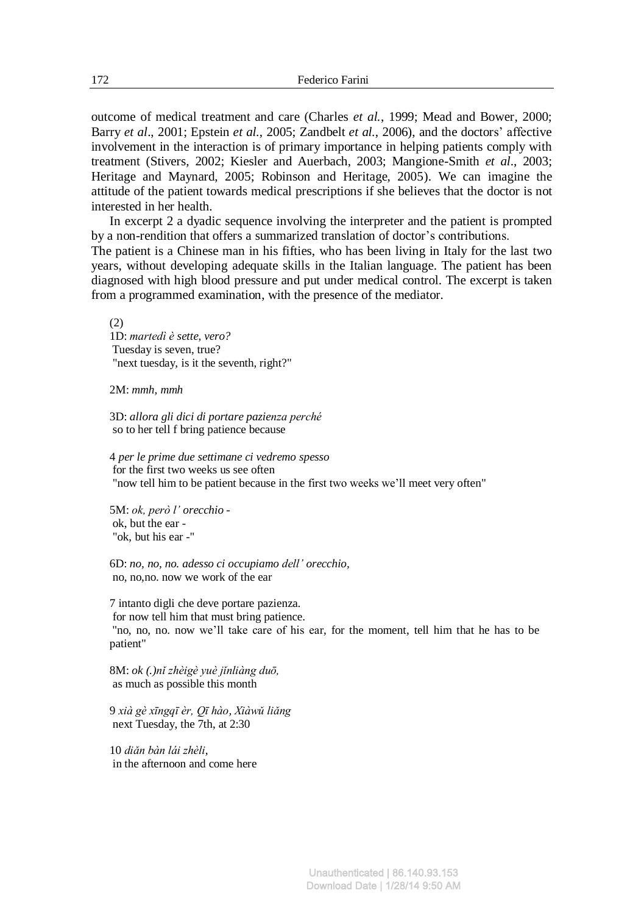outcome of medical treatment and care (Charles *et al.*, 1999; Mead and Bower, 2000; Barry *et al*., 2001; Epstein *et al.*, 2005; Zandbelt *et al.*, 2006), and the doctors' affective involvement in the interaction is of primary importance in helping patients comply with treatment (Stivers, 2002; Kiesler and Auerbach, 2003; Mangione-Smith *et al*., 2003; Heritage and Maynard, 2005; Robinson and Heritage, 2005). We can imagine the attitude of the patient towards medical prescriptions if she believes that the doctor is not interested in her health.

In excerpt 2 a dyadic sequence involving the interpreter and the patient is prompted by a non-rendition that offers a summarized translation of doctor's contributions.
The patient is a Chinese man in his fifties, who has been living in Italy for the last two years, without developing adequate skills in the Italian language. The patient has been diagnosed with high blood pressure and put under medical control. The excerpt is taken from a programmed examination, with the presence of the mediator.

(2)
1D: *martedì è sette, vero?*
Tuesday is seven, true?
"next tuesday, is it the seventh, right?"

2M: *mmh, mmh*

3D: *allora gli dici di portare pazienza perché*
so to her tell f bring patience because

4 *per le prime due settimane ci vedremo spesso*
for the first two weeks us see often
"now tell him to be patient because in the first two weeks we'll meet very often"

5M: *ok, però l' orecchio -*
ok, but the ear -
"ok, but his ear -"

6D: *no, no, no. adesso ci occupiamo dell' orecchio,*
no, no,no. now we work of the ear

7 intanto digli che deve portare pazienza.
for now tell him that must bring patience.
"no, no, no. now we'll take care of his ear, for the moment, tell him that he has to be patient"

8M: *ok (.)nǐ zhèigè yuè jǐnliàng duō,*
as much as possible this month

9 *xià gè xīngqī èr, Qī hào, Xiàwǔ liǎng*
next Tuesday, the 7th, at 2:30

10 *diǎn bàn lái zhèli*,
in the afternoon and come here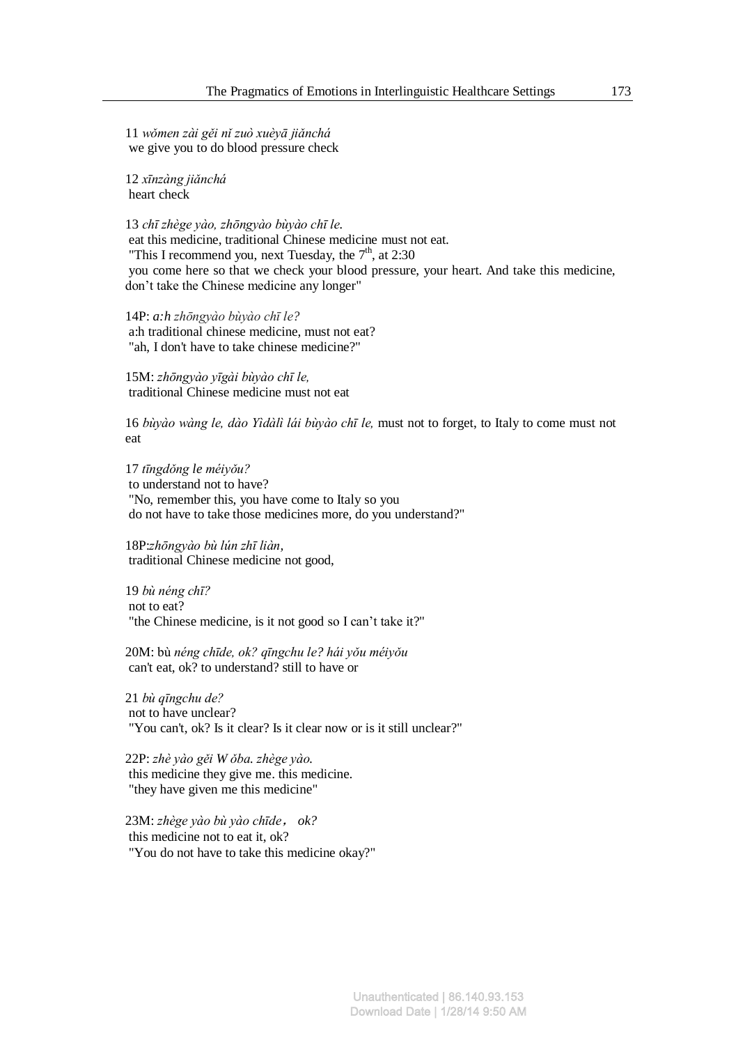11 *wǒmen zài gěi nǐ zuò xuèyā jiǎnchá*
we give you to do blood pressure check

12 *xīnzàng jiǎnchá*
heart check

13 *chī zhège yào, zhōngyào bùyào chī le.*
eat this medicine, traditional Chinese medicine must not eat.
"This I recommend you, next Tuesday, the 7th, at 2:30
you come here so that we check your blood pressure, your heart. And take this medicine, don't take the Chinese medicine any longer"

14P: *a:h zhōngyào bùyào chī le?*
a:h traditional chinese medicine, must not eat?
"ah, I don't have to take chinese medicine?"

15M: *zhōngyào yīgài bùyào chī le,*
traditional Chinese medicine must not eat

16 *bùyào wàng le, dào Yìdàlì lái bùyào chī le,* must not to forget, to Italy to come must not eat

17 *tīngdǒng le méiyǒu?*
to understand not to have?
"No, remember this, you have come to Italy so you
do not have to take those medicines more, do you understand?"

18P:*zhōngyào bù lún zhī liàn,*
traditional Chinese medicine not good,

19 *bù néng chī?*
not to eat?
"the Chinese medicine, is it not good so I can't take it?"

20M: bù *néng chīde, ok? qīngchu le? hái yǒu méiyǒu*
can't eat, ok? to understand? still to have or

21 *bù qīngchu de?*
not to have unclear?
"You can't, ok? Is it clear? Is it clear now or is it still unclear?"

22P: *zhè yào gěi W ǒba. zhège yào.*
this medicine they give me. this medicine.
"they have given me this medicine"

23M: *zhège yào bù yào chīde， ok?*
this medicine not to eat it, ok?
"You do not have to take this medicine okay?"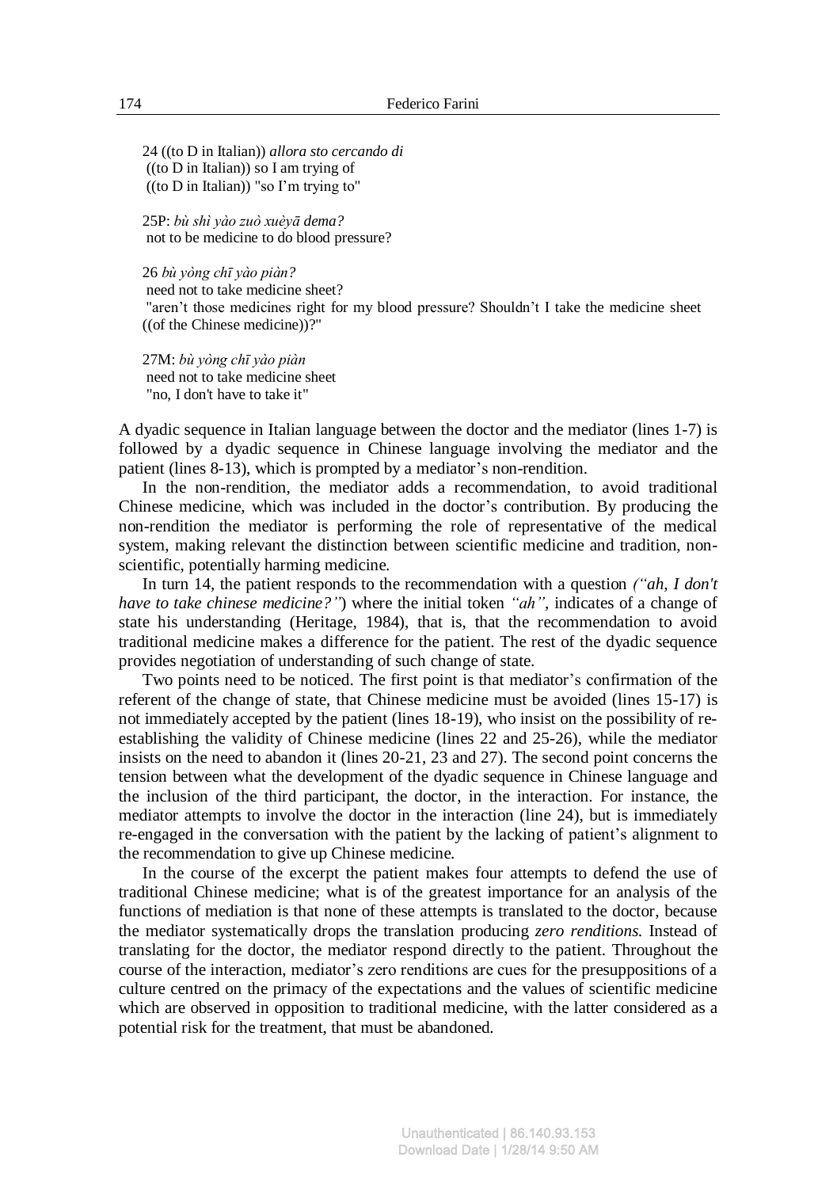24 ((to D in Italian)) *allora sto cercando di*
((to D in Italian)) so I am trying of
((to D in Italian)) "so I'm trying to"

25P: *bù shì yào zuò xuèyā* ***dema?***
not to be medicine to do blood pressure?

26 *bù yòng chī yào piàn?*
need not to take medicine sheet?
"aren't those medicines right for my blood pressure? Shouldn't I take the medicine sheet ((of the Chinese medicine))?"

27M: *bù yòng chī yào piàn*
need not to take medicine sheet
"no, I don't have to take it"

A dyadic sequence in Italian language between the doctor and the mediator (lines 1-7) is followed by a dyadic sequence in Chinese language involving the mediator and the patient (lines 8-13), which is prompted by a mediator's non-rendition.

In the non-rendition, the mediator adds a recommendation, to avoid traditional Chinese medicine, which was included in the doctor's contribution. By producing the non-rendition the mediator is performing the role of representative of the medical system, making relevant the distinction between scientific medicine and tradition, non-scientific, potentially harming medicine.

In turn 14, the patient responds to the recommendation with a question *("ah, I don't have to take chinese medicine?")* where the initial token *"ah"*, indicates of a change of state his understanding (Heritage, 1984), that is, that the recommendation to avoid traditional medicine makes a difference for the patient. The rest of the dyadic sequence provides negotiation of understanding of such change of state.

Two points need to be noticed. The first point is that mediator's confirmation of the referent of the change of state, that Chinese medicine must be avoided (lines 15-17) is not immediately accepted by the patient (lines 18-19), who insist on the possibility of re-establishing the validity of Chinese medicine (lines 22 and 25-26), while the mediator insists on the need to abandon it (lines 20-21, 23 and 27). The second point concerns the tension between what the development of the dyadic sequence in Chinese language and the inclusion of the third participant, the doctor, in the interaction. For instance, the mediator attempts to involve the doctor in the interaction (line 24), but is immediately re-engaged in the conversation with the patient by the lacking of patient's alignment to the recommendation to give up Chinese medicine.

In the course of the excerpt the patient makes four attempts to defend the use of traditional Chinese medicine; what is of the greatest importance for an analysis of the functions of mediation is that none of these attempts is translated to the doctor, because the mediator systematically drops the translation producing *zero renditions.* Instead of translating for the doctor, the mediator respond directly to the patient. Throughout the course of the interaction, mediator's zero renditions are cues for the presuppositions of a culture centred on the primacy of the expectations and the values of scientific medicine which are observed in opposition to traditional medicine, with the latter considered as a potential risk for the treatment, that must be abandoned.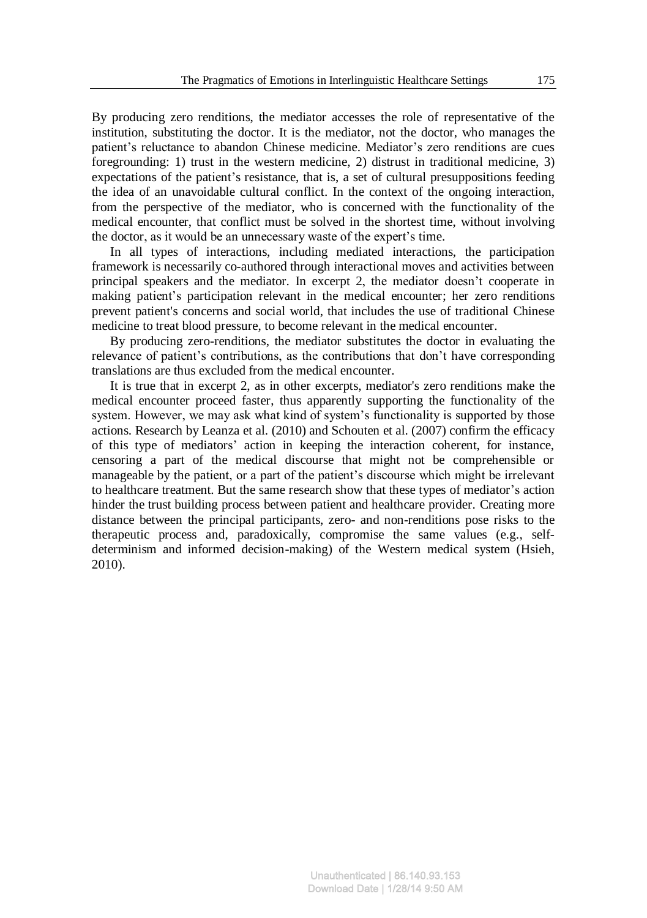By producing zero renditions, the mediator accesses the role of representative of the institution, substituting the doctor. It is the mediator, not the doctor, who manages the patient's reluctance to abandon Chinese medicine. Mediator's zero renditions are cues foregrounding: 1) trust in the western medicine, 2) distrust in traditional medicine, 3) expectations of the patient's resistance, that is, a set of cultural presuppositions feeding the idea of an unavoidable cultural conflict. In the context of the ongoing interaction, from the perspective of the mediator, who is concerned with the functionality of the medical encounter, that conflict must be solved in the shortest time, without involving the doctor, as it would be an unnecessary waste of the expert's time.

In all types of interactions, including mediated interactions, the participation framework is necessarily co-authored through interactional moves and activities between principal speakers and the mediator. In excerpt 2, the mediator doesn't cooperate in making patient's participation relevant in the medical encounter; her zero renditions prevent patient's concerns and social world, that includes the use of traditional Chinese medicine to treat blood pressure, to become relevant in the medical encounter.

By producing zero-renditions, the mediator substitutes the doctor in evaluating the relevance of patient's contributions, as the contributions that don't have corresponding translations are thus excluded from the medical encounter.

It is true that in excerpt 2, as in other excerpts, mediator's zero renditions make the medical encounter proceed faster, thus apparently supporting the functionality of the system. However, we may ask what kind of system's functionality is supported by those actions. Research by Leanza et al. (2010) and Schouten et al. (2007) confirm the efficacy of this type of mediators' action in keeping the interaction coherent, for instance, censoring a part of the medical discourse that might not be comprehensible or manageable by the patient, or a part of the patient's discourse which might be irrelevant to healthcare treatment. But the same research show that these types of mediator's action hinder the trust building process between patient and healthcare provider. Creating more distance between the principal participants, zero- and non-renditions pose risks to the therapeutic process and, paradoxically, compromise the same values (e.g., self-determinism and informed decision-making) of the Western medical system (Hsieh, 2010).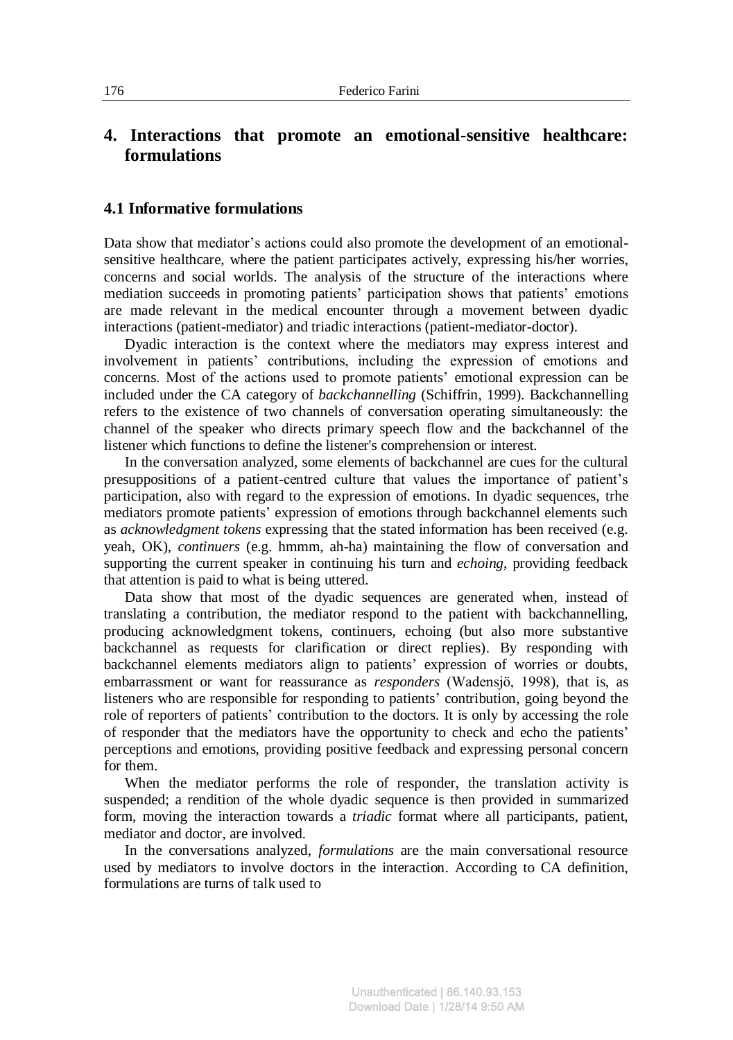## 4. Interactions that promote an emotional-sensitive healthcare: formulations

### 4.1 Informative formulations

Data show that mediator's actions could also promote the development of an emotional-sensitive healthcare, where the patient participates actively, expressing his/her worries, concerns and social worlds. The analysis of the structure of the interactions where mediation succeeds in promoting patients' participation shows that patients' emotions are made relevant in the medical encounter through a movement between dyadic interactions (patient-mediator) and triadic interactions (patient-mediator-doctor).

Dyadic interaction is the context where the mediators may express interest and involvement in patients' contributions, including the expression of emotions and concerns. Most of the actions used to promote patients' emotional expression can be included under the CA category of *backchannelling* (Schiffrin, 1999). Backchannelling refers to the existence of two channels of conversation operating simultaneously: the channel of the speaker who directs primary speech flow and the backchannel of the listener which functions to define the listener's comprehension or interest.

In the conversation analyzed, some elements of backchannel are cues for the cultural presuppositions of a patient-centred culture that values the importance of patient's participation, also with regard to the expression of emotions. In dyadic sequences, trhe mediators promote patients' expression of emotions through backchannel elements such as *acknowledgment tokens* expressing that the stated information has been received (e.g. yeah, OK), *continuers* (e.g. hmmm, ah-ha) maintaining the flow of conversation and supporting the current speaker in continuing his turn and *echoing*, providing feedback that attention is paid to what is being uttered.

Data show that most of the dyadic sequences are generated when, instead of translating a contribution, the mediator respond to the patient with backchannelling, producing acknowledgment tokens, continuers, echoing (but also more substantive backchannel as requests for clarification or direct replies). By responding with backchannel elements mediators align to patients' expression of worries or doubts, embarrassment or want for reassurance as *responders* (Wadensjö, 1998), that is, as listeners who are responsible for responding to patients' contribution, going beyond the role of reporters of patients' contribution to the doctors. It is only by accessing the role of responder that the mediators have the opportunity to check and echo the patients' perceptions and emotions, providing positive feedback and expressing personal concern for them.

When the mediator performs the role of responder, the translation activity is suspended; a rendition of the whole dyadic sequence is then provided in summarized form, moving the interaction towards a *triadic* format where all participants, patient, mediator and doctor, are involved.

In the conversations analyzed, *formulations* are the main conversational resource used by mediators to involve doctors in the interaction. According to CA definition, formulations are turns of talk used to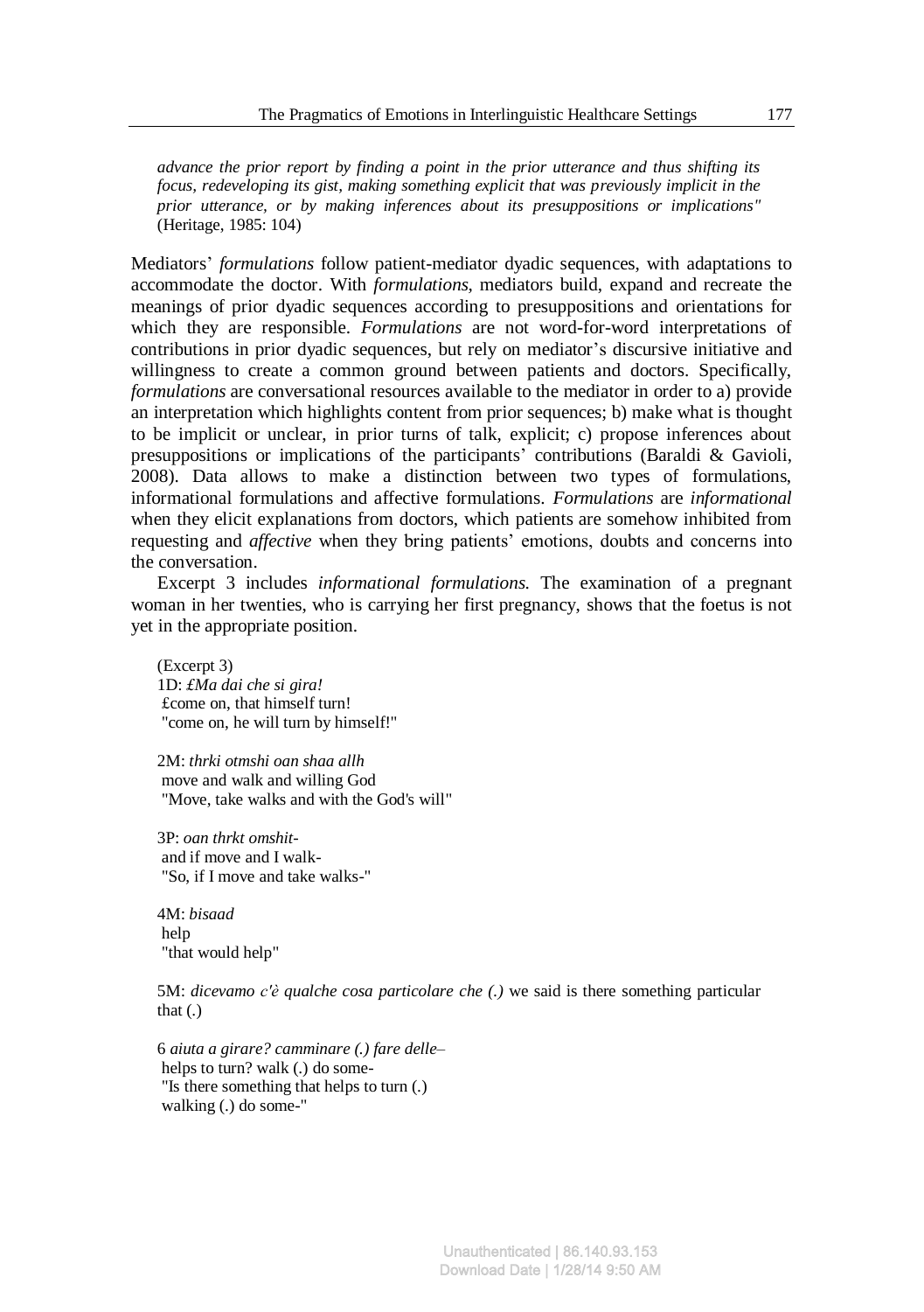*advance the prior report by finding a point in the prior utterance and thus shifting its focus, redeveloping its gist, making something explicit that was previously implicit in the prior utterance, or by making inferences about its presuppositions or implications"* (Heritage, 1985: 104)

Mediators' *formulations* follow patient-mediator dyadic sequences, with adaptations to accommodate the doctor. With *formulations*, mediators build, expand and recreate the meanings of prior dyadic sequences according to presuppositions and orientations for which they are responsible. *Formulations* are not word-for-word interpretations of contributions in prior dyadic sequences, but rely on mediator's discursive initiative and willingness to create a common ground between patients and doctors. Specifically, *formulations* are conversational resources available to the mediator in order to a) provide an interpretation which highlights content from prior sequences; b) make what is thought to be implicit or unclear, in prior turns of talk, explicit; c) propose inferences about presuppositions or implications of the participants' contributions (Baraldi & Gavioli, 2008). Data allows to make a distinction between two types of formulations, informational formulations and affective formulations. *Formulations* are *informational* when they elicit explanations from doctors, which patients are somehow inhibited from requesting and *affective* when they bring patients' emotions, doubts and concerns into the conversation.

Excerpt 3 includes *informational formulations.* The examination of a pregnant woman in her twenties, who is carrying her first pregnancy, shows that the foetus is not yet in the appropriate position.

(Excerpt 3)
1D: *£Ma dai che si gira!*
£come on, that himself turn!
"come on, he will turn by himself!"

2M: *thrki otmshi oan shaa allh*
move and walk and willing God
"Move, take walks and with the God's will"

3P: *oan thrkt omshit-*
and if move and I walk-
"So, if I move and take walks-"

4M: *bisaad*
help
"that would help"

5M: *dicevamo c'è qualche cosa particolare che (.)* we said is there something particular that (.)

6 *aiuta a girare? camminare (.) fare delle–*
helps to turn? walk (.) do some-
"Is there something that helps to turn (.)
walking (.) do some-"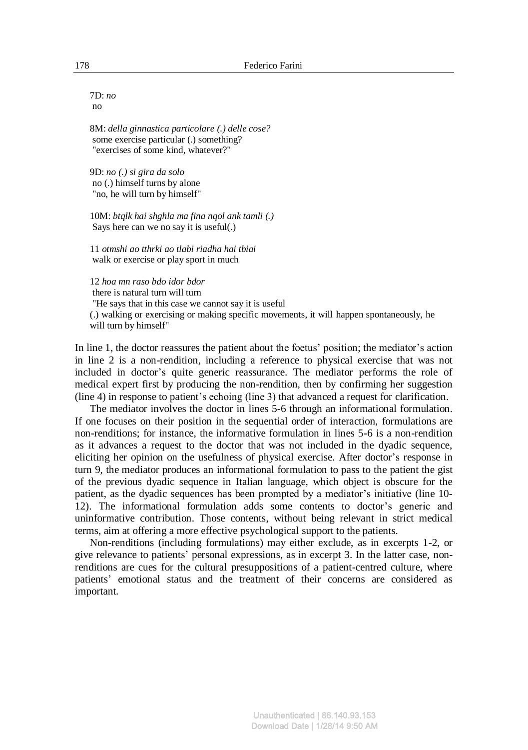7D: *no*
no

8M: *della ginnastica particolare (.) delle cose?*
some exercise particular (.) something?
"exercises of some kind, whatever?"

9D: *no (.) si gira da solo*
no (.) himself turns by alone
"no, he will turn by himself"

10M: *btqlk hai shghla ma fina nqol ank tamli (.)*
Says here can we no say it is useful(.)

11 *otmshi ao tthrki ao tlabi riadha hai tbiai*
walk or exercise or play sport in much

12 *hoa mn raso bdo idor bdor*
there is natural turn will turn
"He says that in this case we cannot say it is useful
(.) walking or exercising or making specific movements, it will happen spontaneously, he will turn by himself"

In line 1, the doctor reassures the patient about the foetus' position; the mediator's action in line 2 is a non-rendition, including a reference to physical exercise that was not included in doctor's quite generic reassurance. The mediator performs the role of medical expert first by producing the non-rendition, then by confirming her suggestion (line 4) in response to patient's echoing (line 3) that advanced a request for clarification.

The mediator involves the doctor in lines 5-6 through an informational formulation. If one focuses on their position in the sequential order of interaction, formulations are non-renditions; for instance, the informative formulation in lines 5-6 is a non-rendition as it advances a request to the doctor that was not included in the dyadic sequence, eliciting her opinion on the usefulness of physical exercise. After doctor's response in turn 9, the mediator produces an informational formulation to pass to the patient the gist of the previous dyadic sequence in Italian language, which object is obscure for the patient, as the dyadic sequences has been prompted by a mediator's initiative (line 10-12). The informational formulation adds some contents to doctor's generic and uninformative contribution. Those contents, without being relevant in strict medical terms, aim at offering a more effective psychological support to the patients.

Non-renditions (including formulations) may either exclude, as in excerpts 1-2, or give relevance to patients' personal expressions, as in excerpt 3. In the latter case, non-renditions are cues for the cultural presuppositions of a patient-centred culture, where patients' emotional status and the treatment of their concerns are considered as important.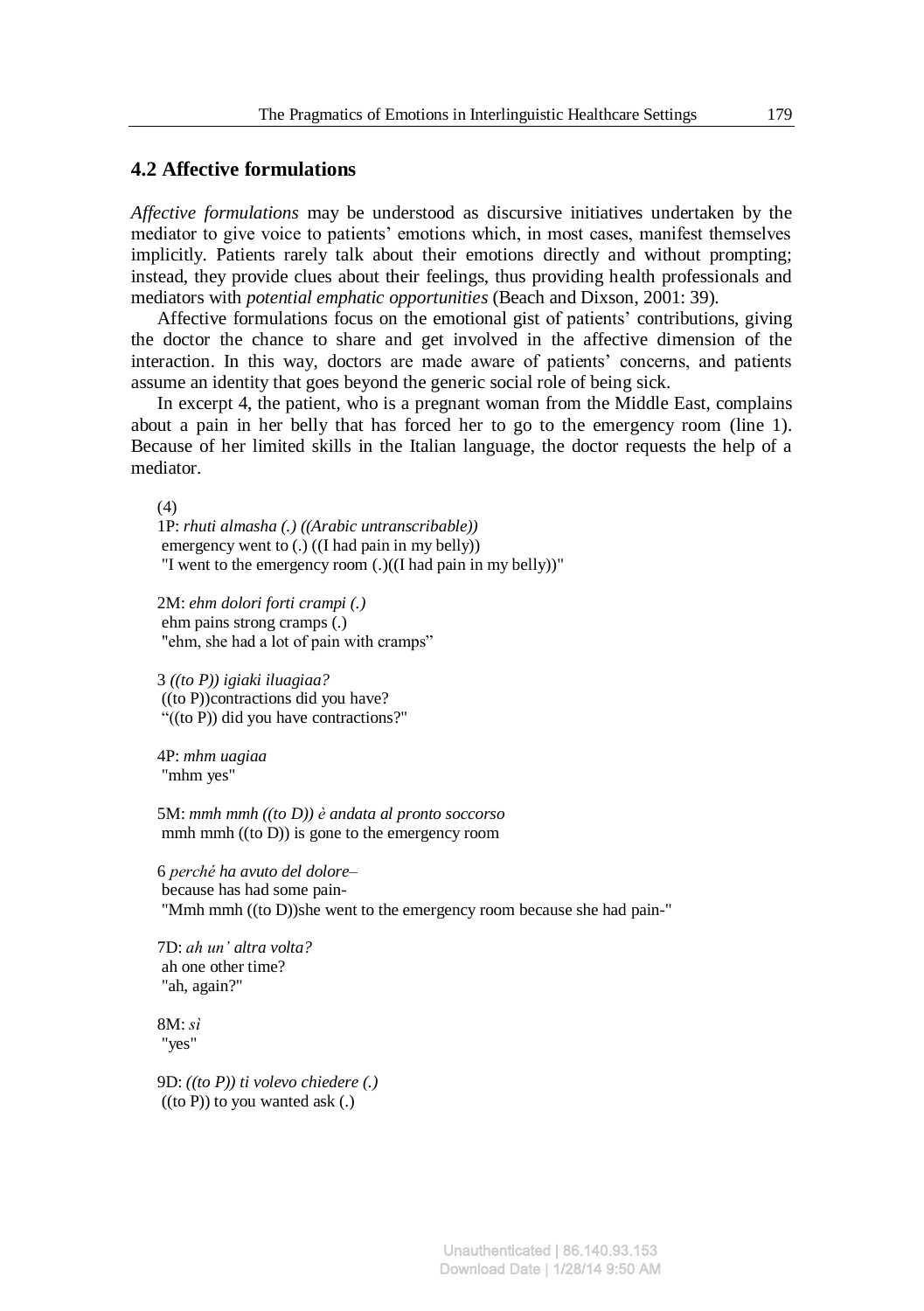## 4.2 Affective formulations

*Affective formulations* may be understood as discursive initiatives undertaken by the mediator to give voice to patients' emotions which, in most cases, manifest themselves implicitly. Patients rarely talk about their emotions directly and without prompting; instead, they provide clues about their feelings, thus providing health professionals and mediators with *potential emphatic opportunities* (Beach and Dixson, 2001: 39).

Affective formulations focus on the emotional gist of patients' contributions, giving the doctor the chance to share and get involved in the affective dimension of the interaction. In this way, doctors are made aware of patients' concerns, and patients assume an identity that goes beyond the generic social role of being sick.

In excerpt 4, the patient, who is a pregnant woman from the Middle East, complains about a pain in her belly that has forced her to go to the emergency room (line 1). Because of her limited skills in the Italian language, the doctor requests the help of a mediator.

(4)
1P: *rhuti almasha (.) ((Arabic untranscribable))*
emergency went to (.) ((I had pain in my belly))
"I went to the emergency room (.)((I had pain in my belly))"

2M: *ehm dolori forti crampi (.)*
ehm pains strong cramps (.)
"ehm, she had a lot of pain with cramps"

3 *((to P)) igiaki iluagiaa?*
((to P))contractions did you have?
"((to P)) did you have contractions?"

4P: *mhm uagiaa*
"mhm yes"

5M: *mmh mmh ((to D)) è andata al pronto soccorso*
mmh mmh ((to D)) is gone to the emergency room

6 *perché ha avuto del dolore–*
because has had some pain-
"Mmh mmh ((to D))she went to the emergency room because she had pain-"

7D: *ah un' altra volta?*
ah one other time?
"ah, again?"

8M: *sì*
"yes"

9D: *((to P)) ti volevo chiedere (.)*
((to P)) to you wanted ask (.)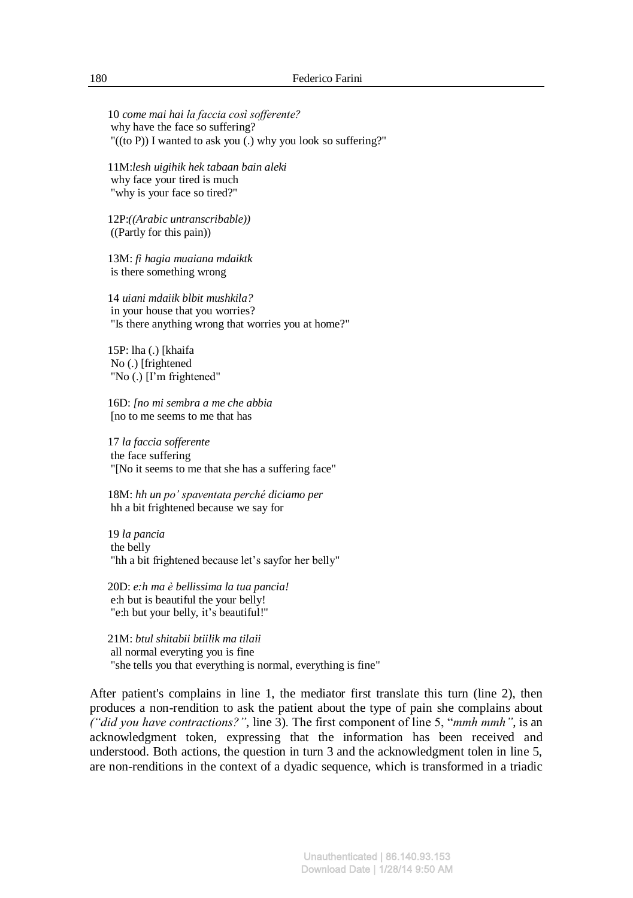10 *come mai hai la faccia così sofferente?*
why have the face so suffering?
"((to P)) I wanted to ask you (.) why you look so suffering?"

11M:*lesh uigihik hek tabaan bain aleki*
why face your tired is much
"why is your face so tired?"

12P:*((Arabic untranscribable))*
((Partly for this pain))

13M: *fi hagia muaiana mdaiktk*
is there something wrong

14 *uiani mdaiik blbit mushkila?*
in your house that you worries?
"Is there anything wrong that worries you at home?"

15P: lha (.) [khaifa
No (.) [frightened
"No (.) [I'm frightened"

16D: *[no mi sembra a me che abbia*
[no to me seems to me that has

17 *la faccia sofferente*
the face suffering
"[No it seems to me that she has a suffering face"

18M: *hh un po' spaventata perché diciamo per*
hh a bit frightened because we say for

19 *la pancia*
the belly
"hh a bit frightened because let's sayfor her belly"

20D: *e:h ma è bellissima la tua pancia!*
e:h but is beautiful the your belly!
"e:h but your belly, it's beautiful!"

21M: *btul shitabii btiilik ma tilaii*
all normal everyting you is fine
"she tells you that everything is normal, everything is fine"

After patient's complains in line 1, the mediator first translate this turn (line 2), then produces a non-rendition to ask the patient about the type of pain she complains about *("did you have contractions?"*, line 3). The first component of line 5, "*mmh mmh"*, is an acknowledgment token, expressing that the information has been received and understood. Both actions, the question in turn 3 and the acknowledgment tolen in line 5, are non-renditions in the context of a dyadic sequence, which is transformed in a triadic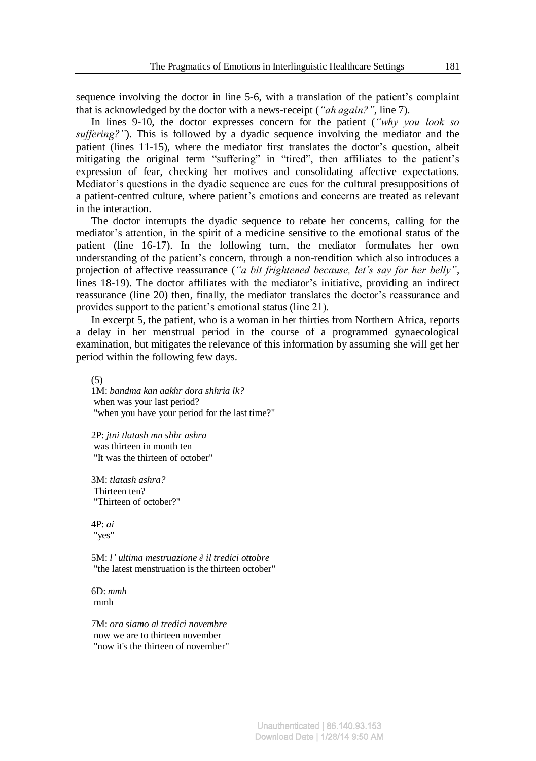sequence involving the doctor in line 5-6, with a translation of the patient's complaint that is acknowledged by the doctor with a news-receipt (*"ah again?"*, line 7).

In lines 9-10, the doctor expresses concern for the patient (*"why you look so suffering?"*). This is followed by a dyadic sequence involving the mediator and the patient (lines 11-15), where the mediator first translates the doctor's question, albeit mitigating the original term "suffering" in "tired", then affiliates to the patient's expression of fear, checking her motives and consolidating affective expectations. Mediator's questions in the dyadic sequence are cues for the cultural presuppositions of a patient-centred culture, where patient's emotions and concerns are treated as relevant in the interaction.

The doctor interrupts the dyadic sequence to rebate her concerns, calling for the mediator's attention, in the spirit of a medicine sensitive to the emotional status of the patient (line 16-17). In the following turn, the mediator formulates her own understanding of the patient's concern, through a non-rendition which also introduces a projection of affective reassurance (*"a bit frightened because, let's say for her belly"*, lines 18-19). The doctor affiliates with the mediator's initiative, providing an indirect reassurance (line 20) then, finally, the mediator translates the doctor's reassurance and provides support to the patient's emotional status (line 21).

In excerpt 5, the patient, who is a woman in her thirties from Northern Africa, reports a delay in her menstrual period in the course of a programmed gynaecological examination, but mitigates the relevance of this information by assuming she will get her period within the following few days.

(5)

1M: *bandma kan aakhr dora shhria lk?*
when was your last period?
"when you have your period for the last time?"

2P: *jtni tlatash mn shhr ashra*
was thirteen in month ten
"It was the thirteen of october"

3M: *tlatash ashra?*
Thirteen ten?
"Thirteen of october?"

4P: *ai*
"yes"

5M: *l' ultima mestruazione è il tredici ottobre*
"the latest menstruation is the thirteen october"

6D: *mmh*
mmh

7M: *ora siamo al tredici novembre*
now we are to thirteen november
"now it's the thirteen of november"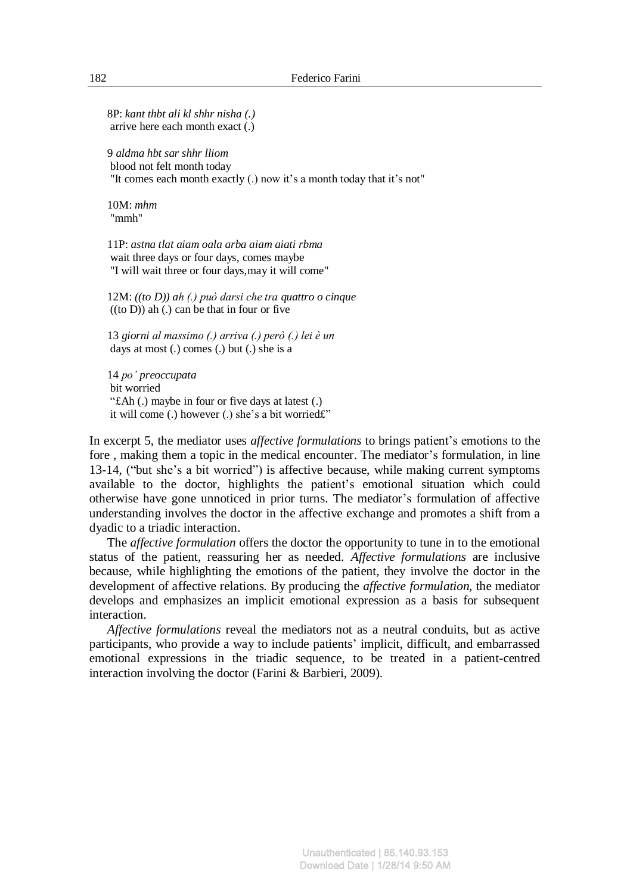8P: *kant thbt ali kl shhr nisha (.)*
arrive here each month exact (.)

9 *aldma hbt sar shhr lliom*
blood not felt month today
"It comes each month exactly (.) now it's a month today that it's not"

10M: *mhm*
"mmh"

11P: *astna tlat aiam oala arba aiam aiati rbma*
wait three days or four days, comes maybe
"I will wait three or four days,may it will come"

12M: *((to D)) ah (.) può darsi che tra quattro o cinque*
((to D)) ah (.) can be that in four or five

13 *giorni al massimo (.) arriva (.) però (.) lei è un*
days at most (.) comes (.) but (.) she is a

14 *po' preoccupata*
bit worried
"£Ah (.) maybe in four or five days at latest (.)
it will come (.) however (.) she's a bit worried£"

In excerpt 5, the mediator uses *affective formulations* to brings patient's emotions to the fore , making them a topic in the medical encounter. The mediator's formulation, in line 13-14, ("but she's a bit worried") is affective because, while making current symptoms available to the doctor, highlights the patient's emotional situation which could otherwise have gone unnoticed in prior turns. The mediator's formulation of affective understanding involves the doctor in the affective exchange and promotes a shift from a dyadic to a triadic interaction.

The *affective formulation* offers the doctor the opportunity to tune in to the emotional status of the patient, reassuring her as needed. *Affective formulations* are inclusive because, while highlighting the emotions of the patient, they involve the doctor in the development of affective relations. By producing the *affective formulation*, the mediator develops and emphasizes an implicit emotional expression as a basis for subsequent interaction.

*Affective formulations* reveal the mediators not as a neutral conduits, but as active participants, who provide a way to include patients' implicit, difficult, and embarrassed emotional expressions in the triadic sequence, to be treated in a patient-centred interaction involving the doctor (Farini & Barbieri, 2009).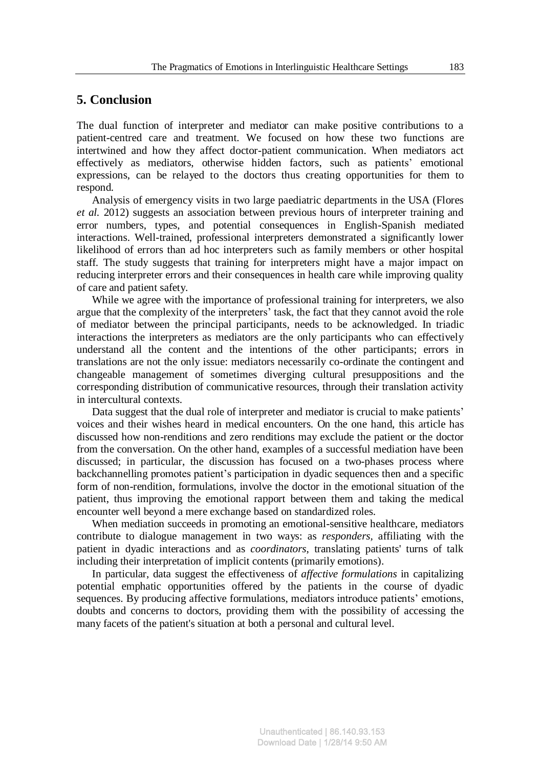## 5. Conclusion

The dual function of interpreter and mediator can make positive contributions to a patient-centred care and treatment. We focused on how these two functions are intertwined and how they affect doctor-patient communication. When mediators act effectively as mediators, otherwise hidden factors, such as patients' emotional expressions, can be relayed to the doctors thus creating opportunities for them to respond.

Analysis of emergency visits in two large paediatric departments in the USA (Flores *et al.* 2012) suggests an association between previous hours of interpreter training and error numbers, types, and potential consequences in English-Spanish mediated interactions. Well-trained, professional interpreters demonstrated a significantly lower likelihood of errors than ad hoc interpreters such as family members or other hospital staff. The study suggests that training for interpreters might have a major impact on reducing interpreter errors and their consequences in health care while improving quality of care and patient safety.

While we agree with the importance of professional training for interpreters, we also argue that the complexity of the interpreters' task, the fact that they cannot avoid the role of mediator between the principal participants, needs to be acknowledged. In triadic interactions the interpreters as mediators are the only participants who can effectively understand all the content and the intentions of the other participants; errors in translations are not the only issue: mediators necessarily co-ordinate the contingent and changeable management of sometimes diverging cultural presuppositions and the corresponding distribution of communicative resources, through their translation activity in intercultural contexts.

Data suggest that the dual role of interpreter and mediator is crucial to make patients' voices and their wishes heard in medical encounters. On the one hand, this article has discussed how non-renditions and zero renditions may exclude the patient or the doctor from the conversation. On the other hand, examples of a successful mediation have been discussed; in particular, the discussion has focused on a two-phases process where backchannelling promotes patient's participation in dyadic sequences then and a specific form of non-rendition, formulations, involve the doctor in the emotional situation of the patient, thus improving the emotional rapport between them and taking the medical encounter well beyond a mere exchange based on standardized roles.

When mediation succeeds in promoting an emotional-sensitive healthcare, mediators contribute to dialogue management in two ways: as *responders*, affiliating with the patient in dyadic interactions and as *coordinators*, translating patients' turns of talk including their interpretation of implicit contents (primarily emotions).

In particular, data suggest the effectiveness of *affective formulations* in capitalizing potential emphatic opportunities offered by the patients in the course of dyadic sequences. By producing affective formulations, mediators introduce patients' emotions, doubts and concerns to doctors, providing them with the possibility of accessing the many facets of the patient's situation at both a personal and cultural level.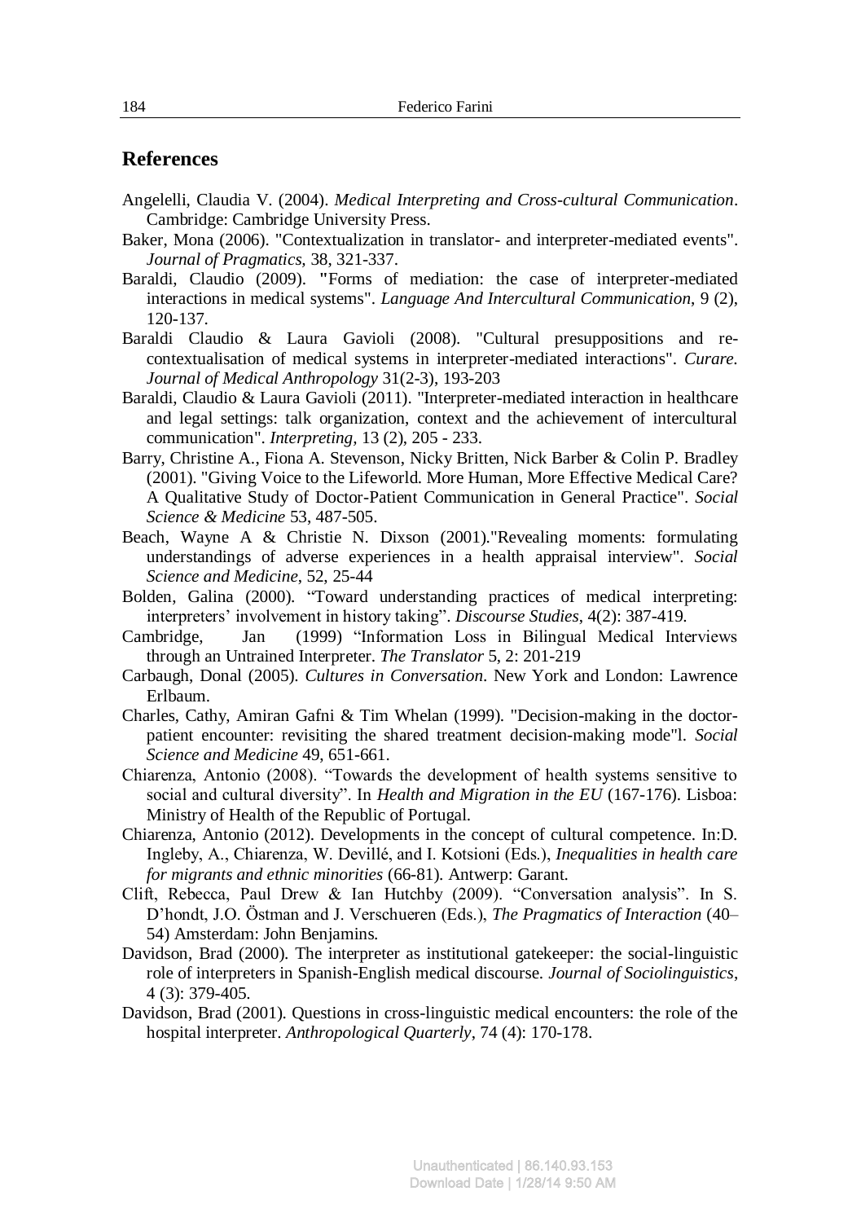## References

Angelelli, Claudia V. (2004). *Medical Interpreting and Cross-cultural Communication*. Cambridge: Cambridge University Press.

Baker, Mona (2006). "Contextualization in translator- and interpreter-mediated events". *Journal of Pragmatics*, 38, 321-337.

Baraldi, Claudio (2009). "Forms of mediation: the case of interpreter-mediated interactions in medical systems". *Language And Intercultural Communication*, 9 (2), 120-137.

Baraldi Claudio & Laura Gavioli (2008). "Cultural presuppositions and re-contextualisation of medical systems in interpreter-mediated interactions". *Curare. Journal of Medical Anthropology* 31(2-3), 193-203

Baraldi, Claudio & Laura Gavioli (2011). "Interpreter-mediated interaction in healthcare and legal settings: talk organization, context and the achievement of intercultural communication". *Interpreting*, 13 (2), 205 - 233.

Barry, Christine A., Fiona A. Stevenson, Nicky Britten, Nick Barber & Colin P. Bradley (2001). "Giving Voice to the Lifeworld. More Human, More Effective Medical Care? A Qualitative Study of Doctor-Patient Communication in General Practice". *Social Science & Medicine* 53, 487-505.

Beach, Wayne A & Christie N. Dixson (2001)."Revealing moments: formulating understandings of adverse experiences in a health appraisal interview". *Social Science and Medicine*, 52, 25-44

Bolden, Galina (2000). "Toward understanding practices of medical interpreting: interpreters' involvement in history taking". *Discourse Studies*, 4(2): 387-419.

Cambridge, Jan (1999) "Information Loss in Bilingual Medical Interviews through an Untrained Interpreter. *The Translator* 5, 2: 201-219

Carbaugh, Donal (2005). *Cultures in Conversation*. New York and London: Lawrence Erlbaum.

Charles, Cathy, Amiran Gafni & Tim Whelan (1999). "Decision-making in the doctor-patient encounter: revisiting the shared treatment decision-making mode"l. *Social Science and Medicine* 49, 651-661.

Chiarenza, Antonio (2008). "Towards the development of health systems sensitive to social and cultural diversity". In *Health and Migration in the EU* (167-176). Lisboa: Ministry of Health of the Republic of Portugal.

Chiarenza, Antonio (2012). Developments in the concept of cultural competence. In:D. Ingleby, A., Chiarenza, W. Devillé, and I. Kotsioni (Eds.), *Inequalities in health care for migrants and ethnic minorities* (66-81). Antwerp: Garant.

Clift, Rebecca, Paul Drew & Ian Hutchby (2009). "Conversation analysis". In S. D'hondt, J.O. Östman and J. Verschueren (Eds.), *The Pragmatics of Interaction* (40–54) Amsterdam: John Benjamins.

Davidson, Brad (2000). The interpreter as institutional gatekeeper: the social-linguistic role of interpreters in Spanish-English medical discourse. *Journal of Sociolinguistics*, 4 (3): 379-405.

Davidson, Brad (2001). Questions in cross-linguistic medical encounters: the role of the hospital interpreter. *Anthropological Quarterly*, 74 (4): 170-178.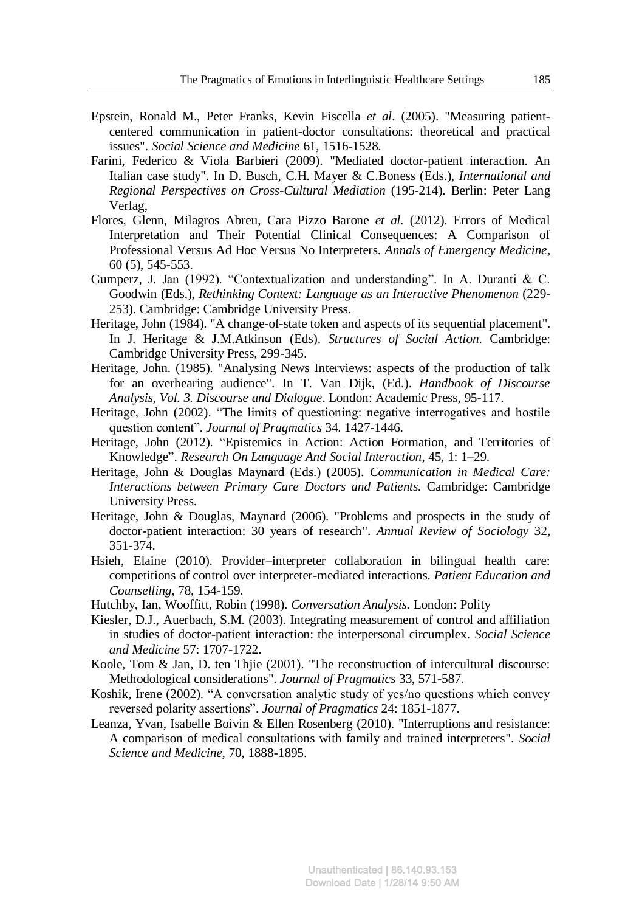Epstein, Ronald M., Peter Franks, Kevin Fiscella *et al*. (2005). "Measuring patient-centered communication in patient-doctor consultations: theoretical and practical issues". *Social Science and Medicine* 61, 1516-1528.

Farini, Federico & Viola Barbieri (2009). "Mediated doctor-patient interaction. An Italian case study". In D. Busch, C.H. Mayer & C.Boness (Eds.), *International and Regional Perspectives on Cross-Cultural Mediation* (195-214). Berlin: Peter Lang Verlag,

Flores, Glenn, Milagros Abreu, Cara Pizzo Barone *et al*. (2012). Errors of Medical Interpretation and Their Potential Clinical Consequences: A Comparison of Professional Versus Ad Hoc Versus No Interpreters. *Annals of Emergency Medicine*, 60 (5), 545-553.

Gumperz, J. Jan (1992). "Contextualization and understanding". In A. Duranti & C. Goodwin (Eds.), *Rethinking Context: Language as an Interactive Phenomenon* (229-253). Cambridge: Cambridge University Press.

Heritage, John (1984). "A change-of-state token and aspects of its sequential placement". In J. Heritage & J.M.Atkinson (Eds). *Structures of Social Action*. Cambridge: Cambridge University Press, 299-345.

Heritage, John. (1985). "Analysing News Interviews: aspects of the production of talk for an overhearing audience". In T. Van Dijk, (Ed.). *Handbook of Discourse Analysis, Vol. 3. Discourse and Dialogue*. London: Academic Press, 95-117.

Heritage, John (2002). "The limits of questioning: negative interrogatives and hostile question content". *Journal of Pragmatics* 34. 1427-1446.

Heritage, John (2012). "Epistemics in Action: Action Formation, and Territories of Knowledge". *Research On Language And Social Interaction*, 45, 1: 1–29.

Heritage, John & Douglas Maynard (Eds.) (2005). *Communication in Medical Care: Interactions between Primary Care Doctors and Patients*. Cambridge: Cambridge University Press.

Heritage, John & Douglas, Maynard (2006). "Problems and prospects in the study of doctor-patient interaction: 30 years of research". *Annual Review of Sociology* 32, 351-374.

Hsieh, Elaine (2010). Provider–interpreter collaboration in bilingual health care: competitions of control over interpreter-mediated interactions. *Patient Education and Counselling*, 78, 154-159.

Hutchby, Ian, Wooffitt, Robin (1998). *Conversation Analysis*. London: Polity

Kiesler, D.J., Auerbach, S.M. (2003). Integrating measurement of control and affiliation in studies of doctor-patient interaction: the interpersonal circumplex. *Social Science and Medicine* 57: 1707-1722.

Koole, Tom & Jan, D. ten Thjie (2001). "The reconstruction of intercultural discourse: Methodological considerations". *Journal of Pragmatics* 33, 571-587.

Koshik, Irene (2002). "A conversation analytic study of yes/no questions which convey reversed polarity assertions". *Journal of Pragmatics* 24: 1851-1877.

Leanza, Yvan, Isabelle Boivin & Ellen Rosenberg (2010). "Interruptions and resistance: A comparison of medical consultations with family and trained interpreters". *Social Science and Medicine*, 70, 1888-1895.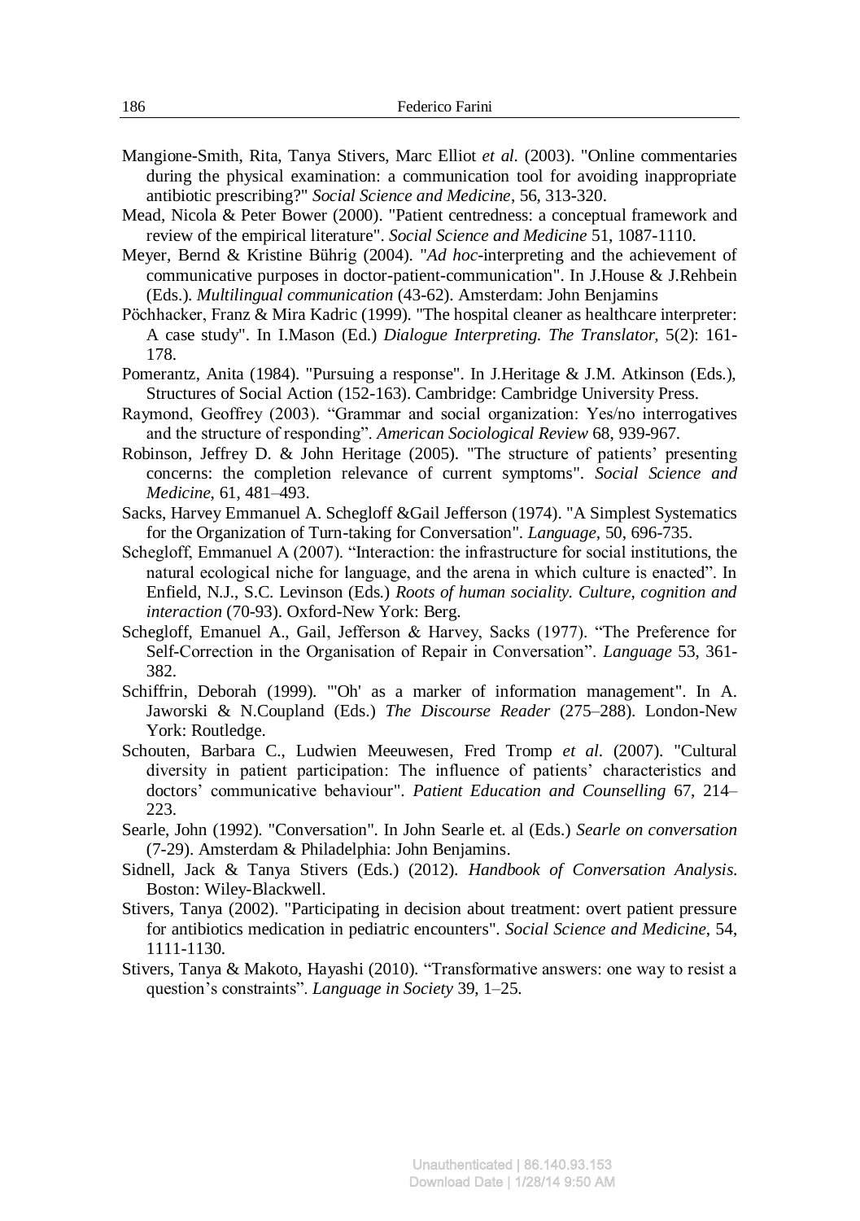Mangione-Smith, Rita, Tanya Stivers, Marc Elliot *et al.* (2003). "Online commentaries during the physical examination: a communication tool for avoiding inappropriate antibiotic prescribing?" *Social Science and Medicine*, 56, 313-320.

Mead, Nicola & Peter Bower (2000). "Patient centredness: a conceptual framework and review of the empirical literature". *Social Science and Medicine* 51, 1087-1110.

Meyer, Bernd & Kristine Bührig (2004). "*Ad hoc*-interpreting and the achievement of communicative purposes in doctor-patient-communication". In J.House & J.Rehbein (Eds.). *Multilingual communication* (43-62). Amsterdam: John Benjamins

Pöchhacker, Franz & Mira Kadric (1999). "The hospital cleaner as healthcare interpreter: A case study". In I.Mason (Ed.) *Dialogue Interpreting. The Translator*, 5(2): 161-178.

Pomerantz, Anita (1984). "Pursuing a response". In J.Heritage & J.M. Atkinson (Eds.), Structures of Social Action (152-163). Cambridge: Cambridge University Press.

Raymond, Geoffrey (2003). "Grammar and social organization: Yes/no interrogatives and the structure of responding". *American Sociological Review* 68, 939-967.

Robinson, Jeffrey D. & John Heritage (2005). "The structure of patients' presenting concerns: the completion relevance of current symptoms". *Social Science and Medicine*, 61, 481–493.

Sacks, Harvey Emmanuel A. Schegloff &Gail Jefferson (1974). "A Simplest Systematics for the Organization of Turn-taking for Conversation". *Language,* 50, 696-735.

Schegloff, Emmanuel A (2007). "Interaction: the infrastructure for social institutions, the natural ecological niche for language, and the arena in which culture is enacted". In Enfield, N.J., S.C. Levinson (Eds.) *Roots of human sociality. Culture, cognition and interaction* (70-93). Oxford-New York: Berg.

Schegloff, Emanuel A., Gail, Jefferson & Harvey, Sacks (1977). "The Preference for Self-Correction in the Organisation of Repair in Conversation". *Language* 53, 361-382.

Schiffrin, Deborah (1999). "'Oh' as a marker of information management". In A. Jaworski & N.Coupland (Eds.) *The Discourse Reader* (275–288). London-New York: Routledge.

Schouten, Barbara C., Ludwien Meeuwesen, Fred Tromp *et al.* (2007). "Cultural diversity in patient participation: The influence of patients' characteristics and doctors' communicative behaviour". *Patient Education and Counselling* 67, 214–223.

Searle, John (1992). "Conversation". In John Searle et. al (Eds.) *Searle on conversation* (7-29). Amsterdam & Philadelphia: John Benjamins.

Sidnell, Jack & Tanya Stivers (Eds.) (2012). *Handbook of Conversation Analysis.* Boston: Wiley-Blackwell.

Stivers, Tanya (2002). "Participating in decision about treatment: overt patient pressure for antibiotics medication in pediatric encounters". *Social Science and Medicine,* 54, 1111-1130.

Stivers, Tanya & Makoto, Hayashi (2010). "Transformative answers: one way to resist a question's constraints". *Language in Society* 39, 1–25.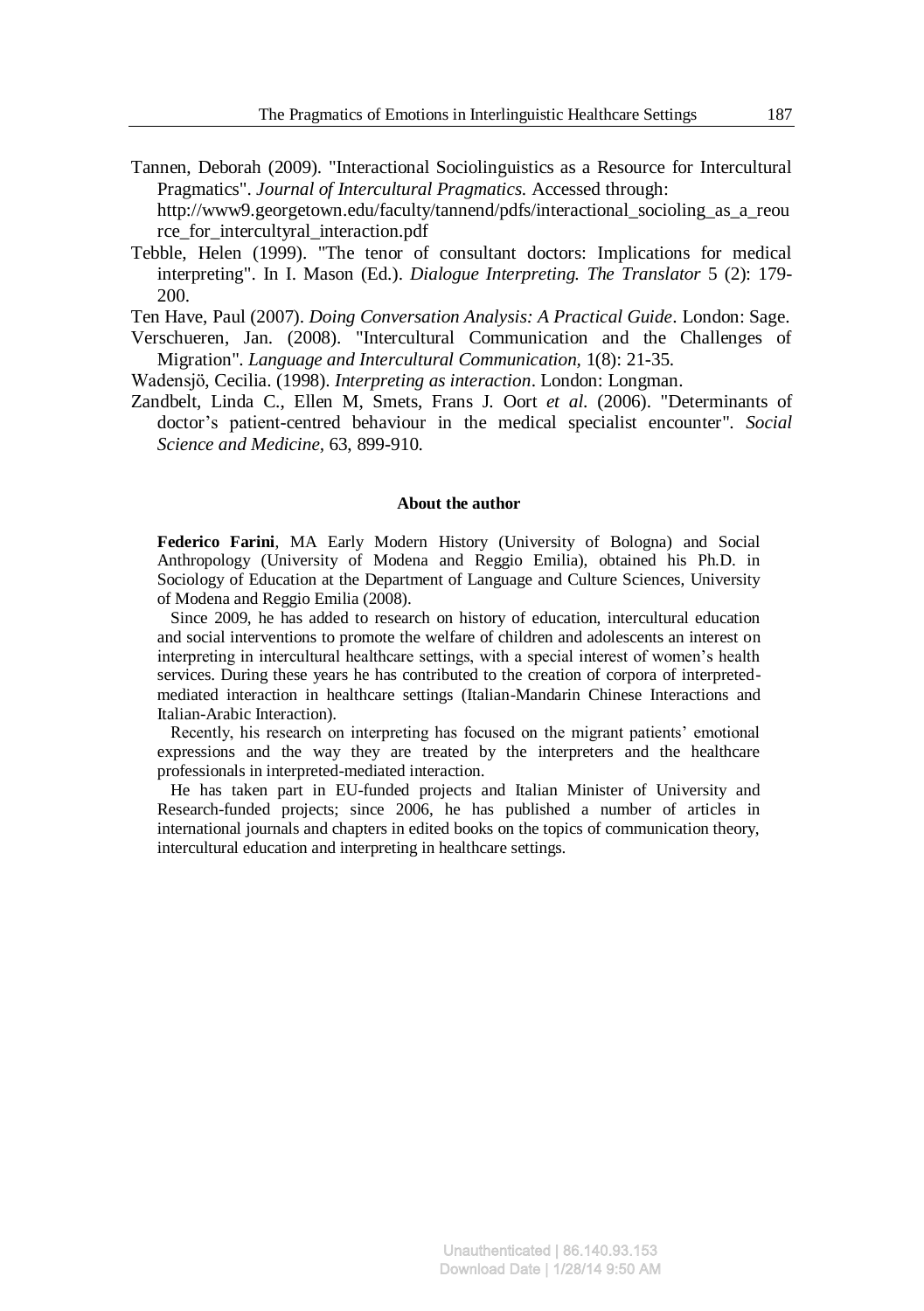Tannen, Deborah (2009). "Interactional Sociolinguistics as a Resource for Intercultural Pragmatics". *Journal of Intercultural Pragmatics*. Accessed through: http://www9.georgetown.edu/faculty/tannend/pdfs/interactional_socioling_as_a_resource_for_intercultyral_interaction.pdf

Tebble, Helen (1999). "The tenor of consultant doctors: Implications for medical interpreting". In I. Mason (Ed.). *Dialogue Interpreting. The Translator* 5 (2): 179-200.

Ten Have, Paul (2007). *Doing Conversation Analysis: A Practical Guide*. London: Sage.

Verschueren, Jan. (2008). "Intercultural Communication and the Challenges of Migration". *Language and Intercultural Communication*, 1(8): 21-35.

Wadensjö, Cecilia. (1998). *Interpreting as interaction*. London: Longman.

Zandbelt, Linda C., Ellen M, Smets, Frans J. Oort *et al.* (2006). "Determinants of doctor's patient-centred behaviour in the medical specialist encounter". *Social Science and Medicine*, 63, 899-910.

## About the author

**Federico Farini**, MA Early Modern History (University of Bologna) and Social Anthropology (University of Modena and Reggio Emilia), obtained his Ph.D. in Sociology of Education at the Department of Language and Culture Sciences, University of Modena and Reggio Emilia (2008).

Since 2009, he has added to research on history of education, intercultural education and social interventions to promote the welfare of children and adolescents an interest on interpreting in intercultural healthcare settings, with a special interest of women's health services. During these years he has contributed to the creation of corpora of interpreted-mediated interaction in healthcare settings (Italian-Mandarin Chinese Interactions and Italian-Arabic Interaction).

Recently, his research on interpreting has focused on the migrant patients' emotional expressions and the way they are treated by the interpreters and the healthcare professionals in interpreted-mediated interaction.

He has taken part in EU-funded projects and Italian Minister of University and Research-funded projects; since 2006, he has published a number of articles in international journals and chapters in edited books on the topics of communication theory, intercultural education and interpreting in healthcare settings.